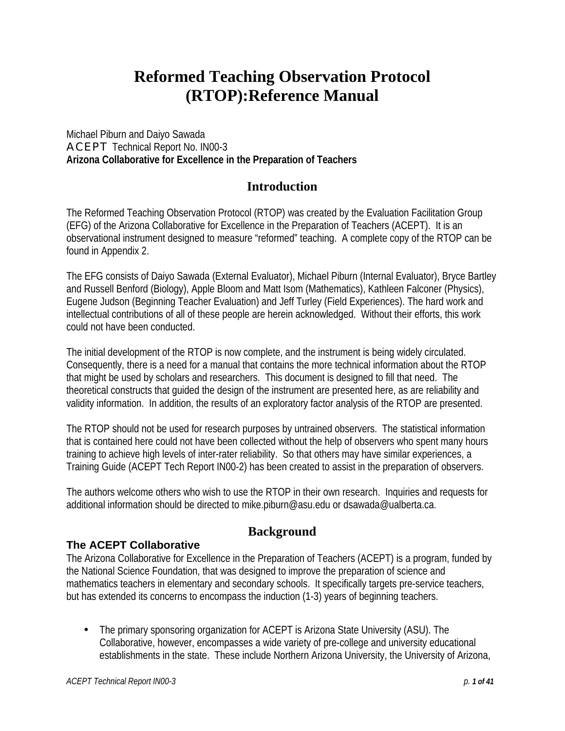# Reformed Teaching Observation Protocol (RTOP):Reference Manual

Michael Piburn and Daiyo Sawada
ACEPT Technical Report No. IN00-3
**Arizona Collaborative for Excellence in the Preparation of Teachers**

## Introduction

The Reformed Teaching Observation Protocol (RTOP) was created by the Evaluation Facilitation Group (EFG) of the Arizona Collaborative for Excellence in the Preparation of Teachers (ACEPT). It is an observational instrument designed to measure "reformed" teaching. A complete copy of the RTOP can be found in Appendix 2.

The EFG consists of Daiyo Sawada (External Evaluator), Michael Piburn (Internal Evaluator), Bryce Bartley and Russell Benford (Biology), Apple Bloom and Matt Isom (Mathematics), Kathleen Falconer (Physics), Eugene Judson (Beginning Teacher Evaluation) and Jeff Turley (Field Experiences). The hard work and intellectual contributions of all of these people are herein acknowledged. Without their efforts, this work could not have been conducted.

The initial development of the RTOP is now complete, and the instrument is being widely circulated. Consequently, there is a need for a manual that contains the more technical information about the RTOP that might be used by scholars and researchers. This document is designed to fill that need. The theoretical constructs that guided the design of the instrument are presented here, as are reliability and validity information. In addition, the results of an exploratory factor analysis of the RTOP are presented.

The RTOP should not be used for research purposes by untrained observers. The statistical information that is contained here could not have been collected without the help of observers who spent many hours training to achieve high levels of inter-rater reliability. So that others may have similar experiences, a Training Guide (ACEPT Tech Report IN00-2) has been created to assist in the preparation of observers.

The authors welcome others who wish to use the RTOP in their own research. Inquiries and requests for additional information should be directed to mike.piburn@asu.edu or dsawada@ualberta.ca.

## Background

### The ACEPT Collaborative

The Arizona Collaborative for Excellence in the Preparation of Teachers (ACEPT) is a program, funded by the National Science Foundation, that was designed to improve the preparation of science and mathematics teachers in elementary and secondary schools. It specifically targets pre-service teachers, but has extended its concerns to encompass the induction (1-3) years of beginning teachers.

- The primary sponsoring organization for ACEPT is Arizona State University (ASU). The Collaborative, however, encompasses a wide variety of pre-college and university educational establishments in the state. These include Northern Arizona University, the University of Arizona,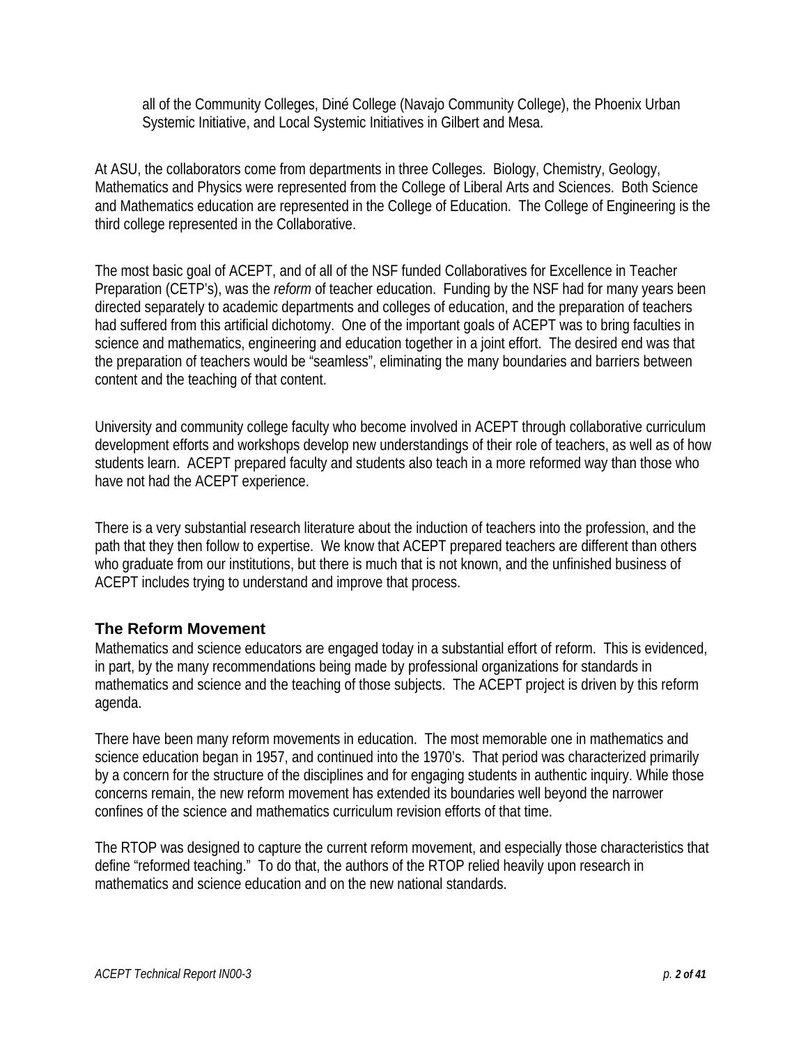all of the Community Colleges, Diné College (Navajo Community College), the Phoenix Urban Systemic Initiative, and Local Systemic Initiatives in Gilbert and Mesa.

At ASU, the collaborators come from departments in three Colleges. Biology, Chemistry, Geology, Mathematics and Physics were represented from the College of Liberal Arts and Sciences. Both Science and Mathematics education are represented in the College of Education. The College of Engineering is the third college represented in the Collaborative.

The most basic goal of ACEPT, and of all of the NSF funded Collaboratives for Excellence in Teacher Preparation (CETP's), was the *reform* of teacher education. Funding by the NSF had for many years been directed separately to academic departments and colleges of education, and the preparation of teachers had suffered from this artificial dichotomy. One of the important goals of ACEPT was to bring faculties in science and mathematics, engineering and education together in a joint effort. The desired end was that the preparation of teachers would be "seamless", eliminating the many boundaries and barriers between content and the teaching of that content.

University and community college faculty who become involved in ACEPT through collaborative curriculum development efforts and workshops develop new understandings of their role of teachers, as well as of how students learn. ACEPT prepared faculty and students also teach in a more reformed way than those who have not had the ACEPT experience.

There is a very substantial research literature about the induction of teachers into the profession, and the path that they then follow to expertise. We know that ACEPT prepared teachers are different than others who graduate from our institutions, but there is much that is not known, and the unfinished business of ACEPT includes trying to understand and improve that process.

## The Reform Movement

Mathematics and science educators are engaged today in a substantial effort of reform. This is evidenced, in part, by the many recommendations being made by professional organizations for standards in mathematics and science and the teaching of those subjects. The ACEPT project is driven by this reform agenda.

There have been many reform movements in education. The most memorable one in mathematics and science education began in 1957, and continued into the 1970's. That period was characterized primarily by a concern for the structure of the disciplines and for engaging students in authentic inquiry. While those concerns remain, the new reform movement has extended its boundaries well beyond the narrower confines of the science and mathematics curriculum revision efforts of that time.

The RTOP was designed to capture the current reform movement, and especially those characteristics that define "reformed teaching." To do that, the authors of the RTOP relied heavily upon research in mathematics and science education and on the new national standards.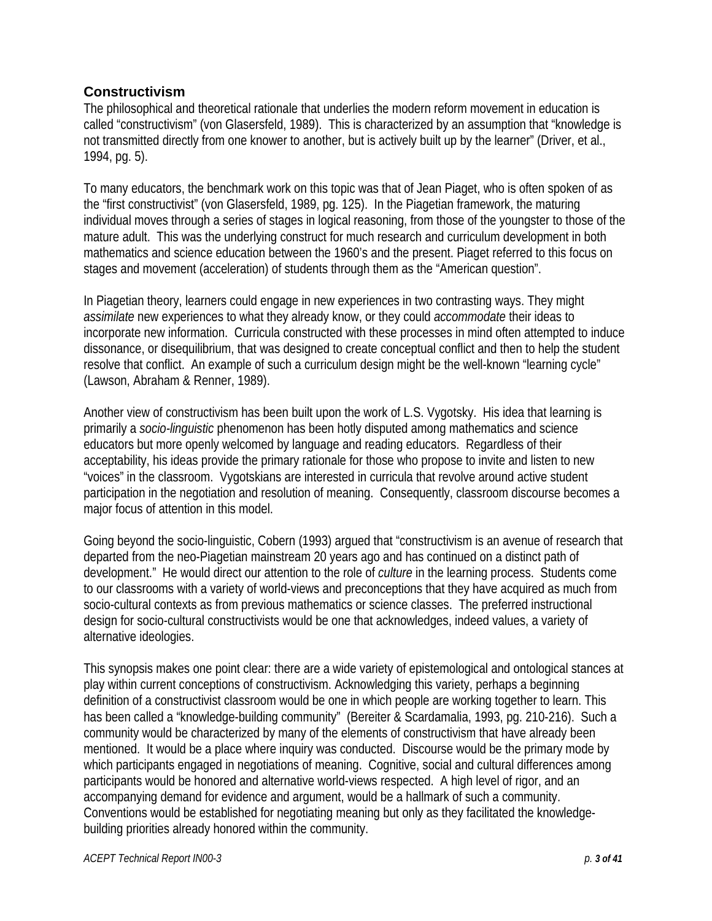## Constructivism

The philosophical and theoretical rationale that underlies the modern reform movement in education is called "constructivism" (von Glasersfeld, 1989). This is characterized by an assumption that "knowledge is not transmitted directly from one knower to another, but is actively built up by the learner" (Driver, et al., 1994, pg. 5).

To many educators, the benchmark work on this topic was that of Jean Piaget, who is often spoken of as the "first constructivist" (von Glasersfeld, 1989, pg. 125). In the Piagetian framework, the maturing individual moves through a series of stages in logical reasoning, from those of the youngster to those of the mature adult. This was the underlying construct for much research and curriculum development in both mathematics and science education between the 1960's and the present. Piaget referred to this focus on stages and movement (acceleration) of students through them as the "American question".

In Piagetian theory, learners could engage in new experiences in two contrasting ways. They might *assimilate* new experiences to what they already know, or they could *accommodate* their ideas to incorporate new information. Curricula constructed with these processes in mind often attempted to induce dissonance, or disequilibrium, that was designed to create conceptual conflict and then to help the student resolve that conflict. An example of such a curriculum design might be the well-known "learning cycle" (Lawson, Abraham & Renner, 1989).

Another view of constructivism has been built upon the work of L.S. Vygotsky. His idea that learning is primarily a *socio-linguistic* phenomenon has been hotly disputed among mathematics and science educators but more openly welcomed by language and reading educators. Regardless of their acceptability, his ideas provide the primary rationale for those who propose to invite and listen to new "voices" in the classroom. Vygotskians are interested in curricula that revolve around active student participation in the negotiation and resolution of meaning. Consequently, classroom discourse becomes a major focus of attention in this model.

Going beyond the socio-linguistic, Cobern (1993) argued that "constructivism is an avenue of research that departed from the neo-Piagetian mainstream 20 years ago and has continued on a distinct path of development." He would direct our attention to the role of *culture* in the learning process. Students come to our classrooms with a variety of world-views and preconceptions that they have acquired as much from socio-cultural contexts as from previous mathematics or science classes. The preferred instructional design for socio-cultural constructivists would be one that acknowledges, indeed values, a variety of alternative ideologies.

This synopsis makes one point clear: there are a wide variety of epistemological and ontological stances at play within current conceptions of constructivism. Acknowledging this variety, perhaps a beginning definition of a constructivist classroom would be one in which people are working together to learn. This has been called a "knowledge-building community" (Bereiter & Scardamalia, 1993, pg. 210-216). Such a community would be characterized by many of the elements of constructivism that have already been mentioned. It would be a place where inquiry was conducted. Discourse would be the primary mode by which participants engaged in negotiations of meaning. Cognitive, social and cultural differences among participants would be honored and alternative world-views respected. A high level of rigor, and an accompanying demand for evidence and argument, would be a hallmark of such a community. Conventions would be established for negotiating meaning but only as they facilitated the knowledge-building priorities already honored within the community.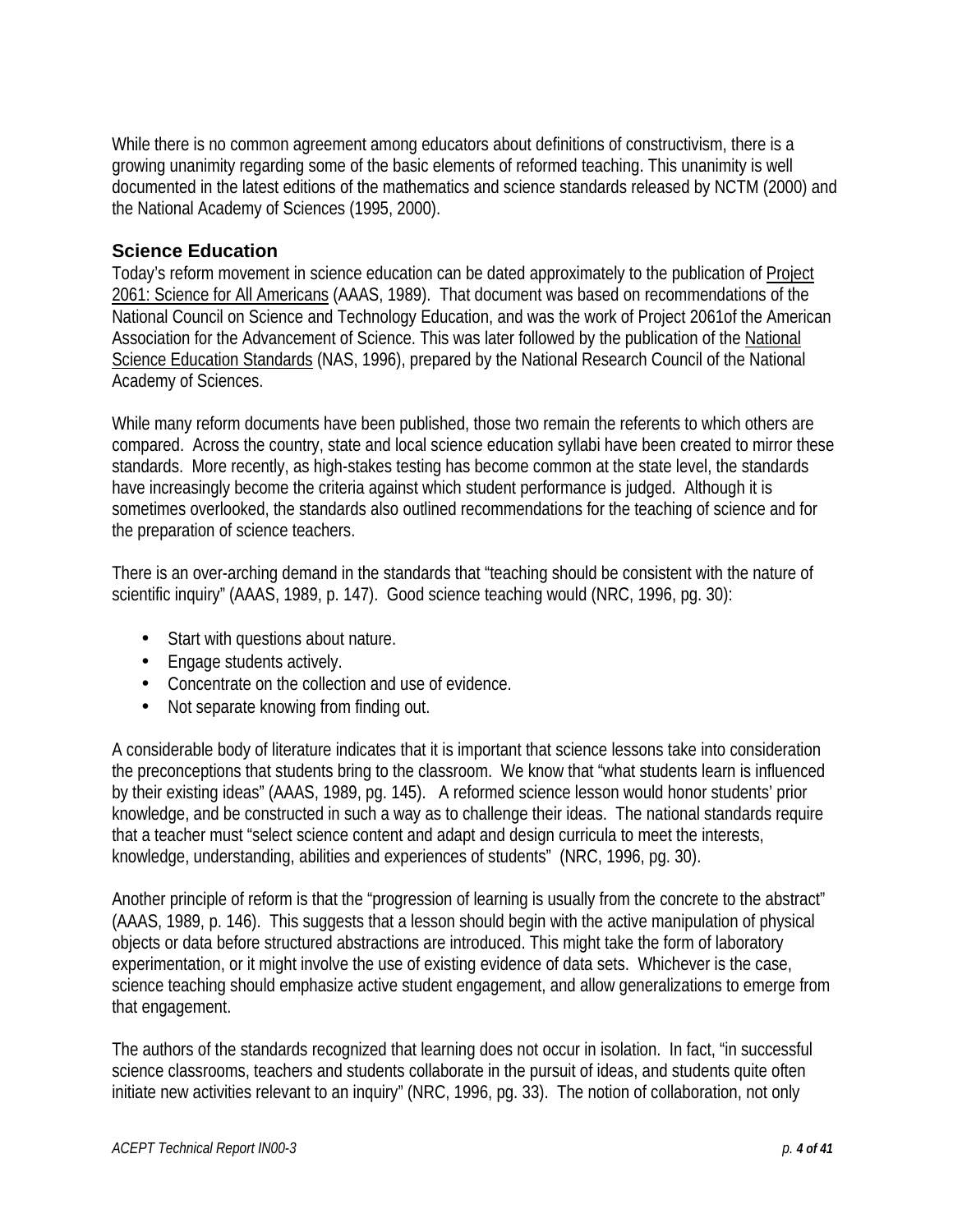While there is no common agreement among educators about definitions of constructivism, there is a growing unanimity regarding some of the basic elements of reformed teaching. This unanimity is well documented in the latest editions of the mathematics and science standards released by NCTM (2000) and the National Academy of Sciences (1995, 2000).

## Science Education

Today's reform movement in science education can be dated approximately to the publication of Project 2061: Science for All Americans (AAAS, 1989). That document was based on recommendations of the National Council on Science and Technology Education, and was the work of Project 2061of the American Association for the Advancement of Science. This was later followed by the publication of the National Science Education Standards (NAS, 1996), prepared by the National Research Council of the National Academy of Sciences.

While many reform documents have been published, those two remain the referents to which others are compared. Across the country, state and local science education syllabi have been created to mirror these standards. More recently, as high-stakes testing has become common at the state level, the standards have increasingly become the criteria against which student performance is judged. Although it is sometimes overlooked, the standards also outlined recommendations for the teaching of science and for the preparation of science teachers.

There is an over-arching demand in the standards that "teaching should be consistent with the nature of scientific inquiry" (AAAS, 1989, p. 147). Good science teaching would (NRC, 1996, pg. 30):

- Start with questions about nature.
- Engage students actively.
- Concentrate on the collection and use of evidence.
- Not separate knowing from finding out.

A considerable body of literature indicates that it is important that science lessons take into consideration the preconceptions that students bring to the classroom. We know that "what students learn is influenced by their existing ideas" (AAAS, 1989, pg. 145). A reformed science lesson would honor students' prior knowledge, and be constructed in such a way as to challenge their ideas. The national standards require that a teacher must "select science content and adapt and design curricula to meet the interests, knowledge, understanding, abilities and experiences of students" (NRC, 1996, pg. 30).

Another principle of reform is that the "progression of learning is usually from the concrete to the abstract" (AAAS, 1989, p. 146). This suggests that a lesson should begin with the active manipulation of physical objects or data before structured abstractions are introduced. This might take the form of laboratory experimentation, or it might involve the use of existing evidence of data sets. Whichever is the case, science teaching should emphasize active student engagement, and allow generalizations to emerge from that engagement.

The authors of the standards recognized that learning does not occur in isolation. In fact, "in successful science classrooms, teachers and students collaborate in the pursuit of ideas, and students quite often initiate new activities relevant to an inquiry" (NRC, 1996, pg. 33). The notion of collaboration, not only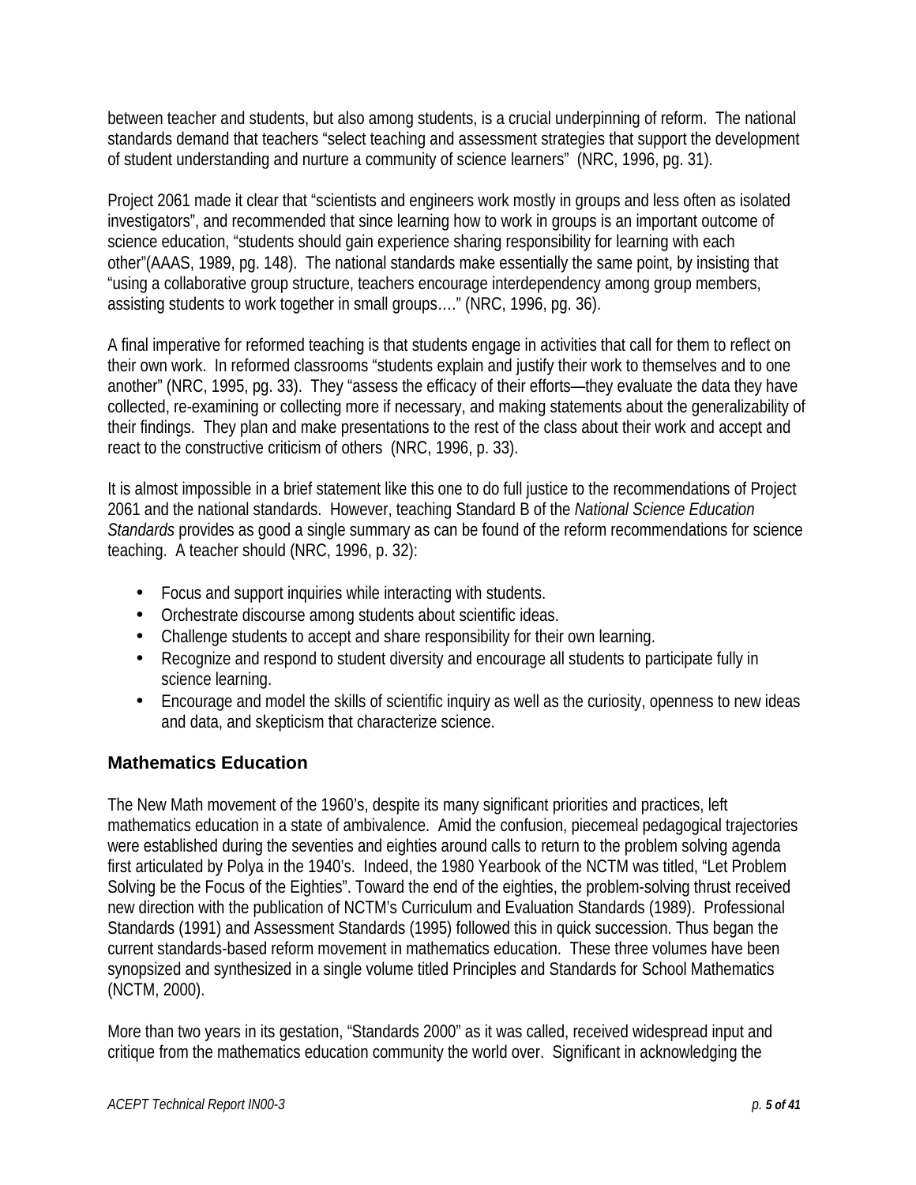between teacher and students, but also among students, is a crucial underpinning of reform. The national standards demand that teachers "select teaching and assessment strategies that support the development of student understanding and nurture a community of science learners" (NRC, 1996, pg. 31).

Project 2061 made it clear that "scientists and engineers work mostly in groups and less often as isolated investigators", and recommended that since learning how to work in groups is an important outcome of science education, "students should gain experience sharing responsibility for learning with each other"(AAAS, 1989, pg. 148). The national standards make essentially the same point, by insisting that "using a collaborative group structure, teachers encourage interdependency among group members, assisting students to work together in small groups…." (NRC, 1996, pg. 36).

A final imperative for reformed teaching is that students engage in activities that call for them to reflect on their own work. In reformed classrooms "students explain and justify their work to themselves and to one another" (NRC, 1995, pg. 33). They "assess the efficacy of their efforts—they evaluate the data they have collected, re-examining or collecting more if necessary, and making statements about the generalizability of their findings. They plan and make presentations to the rest of the class about their work and accept and react to the constructive criticism of others (NRC, 1996, p. 33).

It is almost impossible in a brief statement like this one to do full justice to the recommendations of Project 2061 and the national standards. However, teaching Standard B of the *National Science Education Standards* provides as good a single summary as can be found of the reform recommendations for science teaching. A teacher should (NRC, 1996, p. 32):

- Focus and support inquiries while interacting with students.
- Orchestrate discourse among students about scientific ideas.
- Challenge students to accept and share responsibility for their own learning.
- Recognize and respond to student diversity and encourage all students to participate fully in science learning.
- Encourage and model the skills of scientific inquiry as well as the curiosity, openness to new ideas and data, and skepticism that characterize science.

## Mathematics Education

The New Math movement of the 1960's, despite its many significant priorities and practices, left mathematics education in a state of ambivalence. Amid the confusion, piecemeal pedagogical trajectories were established during the seventies and eighties around calls to return to the problem solving agenda first articulated by Polya in the 1940's. Indeed, the 1980 Yearbook of the NCTM was titled, "Let Problem Solving be the Focus of the Eighties". Toward the end of the eighties, the problem-solving thrust received new direction with the publication of NCTM's Curriculum and Evaluation Standards (1989). Professional Standards (1991) and Assessment Standards (1995) followed this in quick succession. Thus began the current standards-based reform movement in mathematics education. These three volumes have been synopsized and synthesized in a single volume titled Principles and Standards for School Mathematics (NCTM, 2000).

More than two years in its gestation, "Standards 2000" as it was called, received widespread input and critique from the mathematics education community the world over. Significant in acknowledging the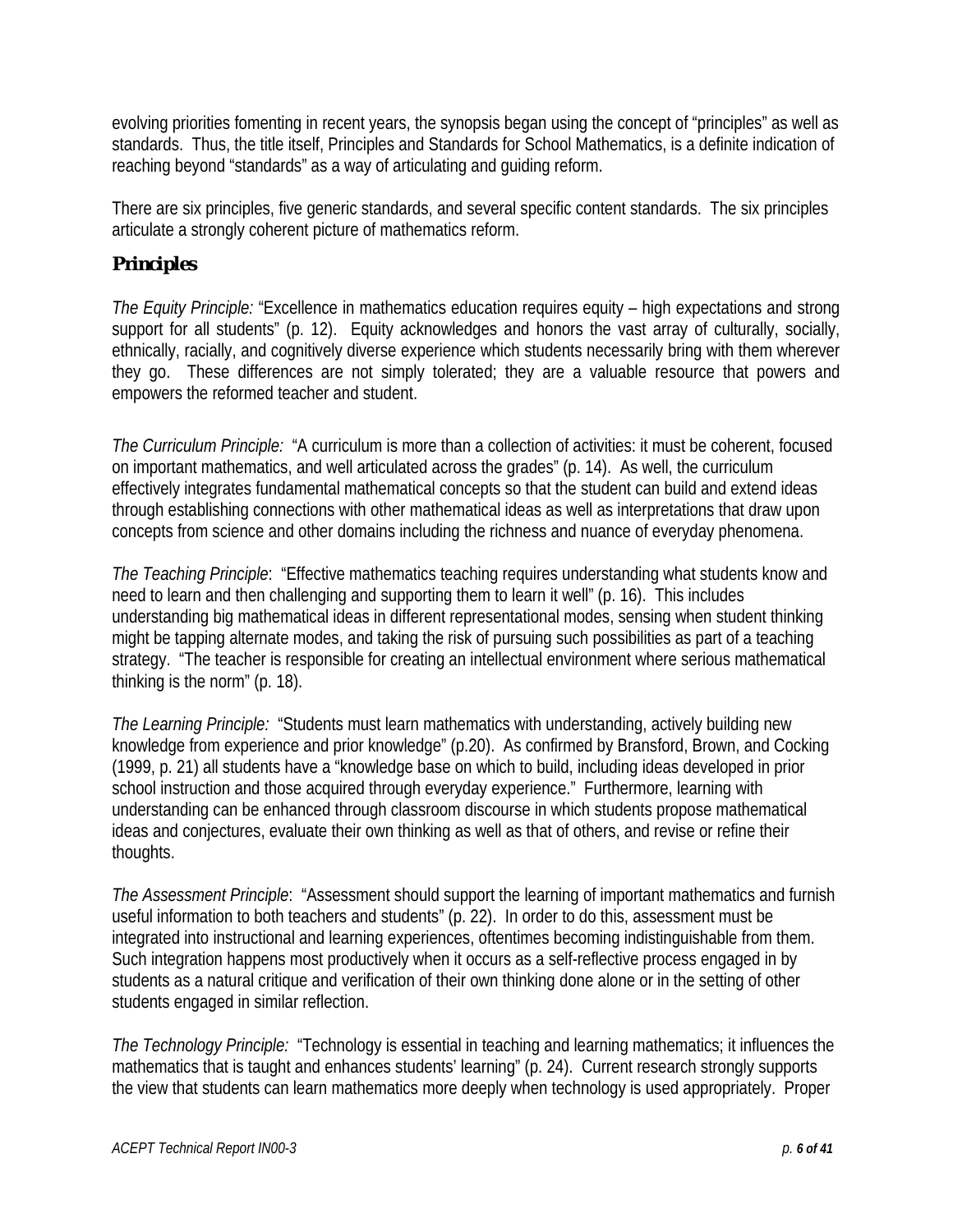evolving priorities fomenting in recent years, the synopsis began using the concept of "principles" as well as standards. Thus, the title itself, Principles and Standards for School Mathematics, is a definite indication of reaching beyond "standards" as a way of articulating and guiding reform.

There are six principles, five generic standards, and several specific content standards. The six principles articulate a strongly coherent picture of mathematics reform.

## Principles

*The Equity Principle:* "Excellence in mathematics education requires equity – high expectations and strong support for all students" (p. 12). Equity acknowledges and honors the vast array of culturally, socially, ethnically, racially, and cognitively diverse experience which students necessarily bring with them wherever they go. These differences are not simply tolerated; they are a valuable resource that powers and empowers the reformed teacher and student.

*The Curriculum Principle:* "A curriculum is more than a collection of activities: it must be coherent, focused on important mathematics, and well articulated across the grades" (p. 14). As well, the curriculum effectively integrates fundamental mathematical concepts so that the student can build and extend ideas through establishing connections with other mathematical ideas as well as interpretations that draw upon concepts from science and other domains including the richness and nuance of everyday phenomena.

*The Teaching Principle*: "Effective mathematics teaching requires understanding what students know and need to learn and then challenging and supporting them to learn it well" (p. 16). This includes understanding big mathematical ideas in different representational modes, sensing when student thinking might be tapping alternate modes, and taking the risk of pursuing such possibilities as part of a teaching strategy. "The teacher is responsible for creating an intellectual environment where serious mathematical thinking is the norm" (p. 18).

*The Learning Principle:* "Students must learn mathematics with understanding, actively building new knowledge from experience and prior knowledge" (p.20). As confirmed by Bransford, Brown, and Cocking (1999, p. 21) all students have a "knowledge base on which to build, including ideas developed in prior school instruction and those acquired through everyday experience." Furthermore, learning with understanding can be enhanced through classroom discourse in which students propose mathematical ideas and conjectures, evaluate their own thinking as well as that of others, and revise or refine their thoughts.

*The Assessment Principle*: "Assessment should support the learning of important mathematics and furnish useful information to both teachers and students" (p. 22). In order to do this, assessment must be integrated into instructional and learning experiences, oftentimes becoming indistinguishable from them. Such integration happens most productively when it occurs as a self-reflective process engaged in by students as a natural critique and verification of their own thinking done alone or in the setting of other students engaged in similar reflection.

*The Technology Principle:* "Technology is essential in teaching and learning mathematics; it influences the mathematics that is taught and enhances students' learning" (p. 24). Current research strongly supports the view that students can learn mathematics more deeply when technology is used appropriately. Proper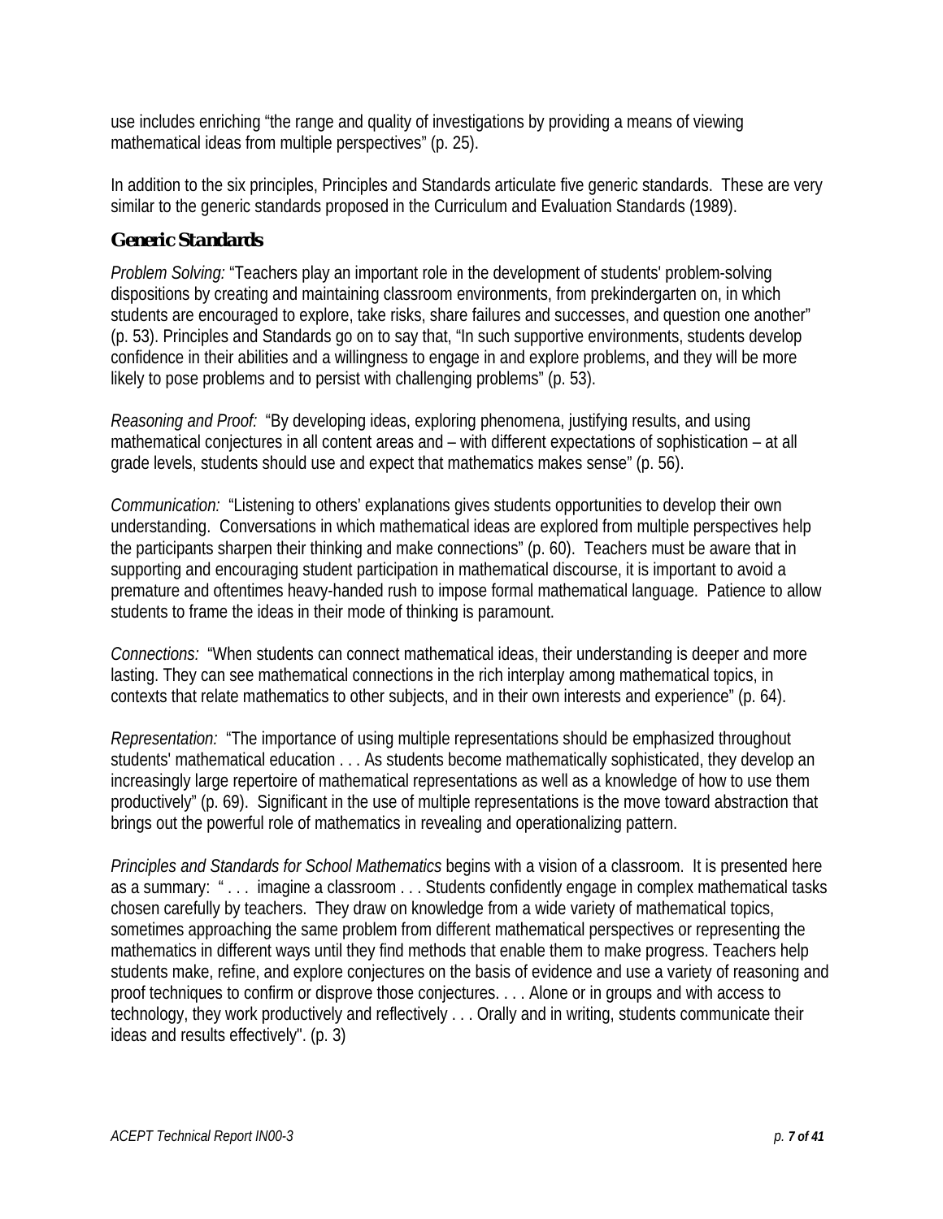use includes enriching "the range and quality of investigations by providing a means of viewing mathematical ideas from multiple perspectives" (p. 25).

In addition to the six principles, Principles and Standards articulate five generic standards. These are very similar to the generic standards proposed in the Curriculum and Evaluation Standards (1989).

### Generic Standards

*Problem Solving:* "Teachers play an important role in the development of students' problem-solving dispositions by creating and maintaining classroom environments, from prekindergarten on, in which students are encouraged to explore, take risks, share failures and successes, and question one another" (p. 53). Principles and Standards go on to say that, "In such supportive environments, students develop confidence in their abilities and a willingness to engage in and explore problems, and they will be more likely to pose problems and to persist with challenging problems" (p. 53).

*Reasoning and Proof:* "By developing ideas, exploring phenomena, justifying results, and using mathematical conjectures in all content areas and – with different expectations of sophistication – at all grade levels, students should use and expect that mathematics makes sense" (p. 56).

*Communication:* "Listening to others' explanations gives students opportunities to develop their own understanding. Conversations in which mathematical ideas are explored from multiple perspectives help the participants sharpen their thinking and make connections" (p. 60). Teachers must be aware that in supporting and encouraging student participation in mathematical discourse, it is important to avoid a premature and oftentimes heavy-handed rush to impose formal mathematical language. Patience to allow students to frame the ideas in their mode of thinking is paramount.

*Connections:* "When students can connect mathematical ideas, their understanding is deeper and more lasting. They can see mathematical connections in the rich interplay among mathematical topics, in contexts that relate mathematics to other subjects, and in their own interests and experience" (p. 64).

*Representation:* "The importance of using multiple representations should be emphasized throughout students' mathematical education . . . As students become mathematically sophisticated, they develop an increasingly large repertoire of mathematical representations as well as a knowledge of how to use them productively" (p. 69). Significant in the use of multiple representations is the move toward abstraction that brings out the powerful role of mathematics in revealing and operationalizing pattern.

*Principles and Standards for School Mathematics* begins with a vision of a classroom. It is presented here as a summary: " . . . imagine a classroom . . . Students confidently engage in complex mathematical tasks chosen carefully by teachers. They draw on knowledge from a wide variety of mathematical topics, sometimes approaching the same problem from different mathematical perspectives or representing the mathematics in different ways until they find methods that enable them to make progress. Teachers help students make, refine, and explore conjectures on the basis of evidence and use a variety of reasoning and proof techniques to confirm or disprove those conjectures. . . . Alone or in groups and with access to technology, they work productively and reflectively . . . Orally and in writing, students communicate their ideas and results effectively". (p. 3)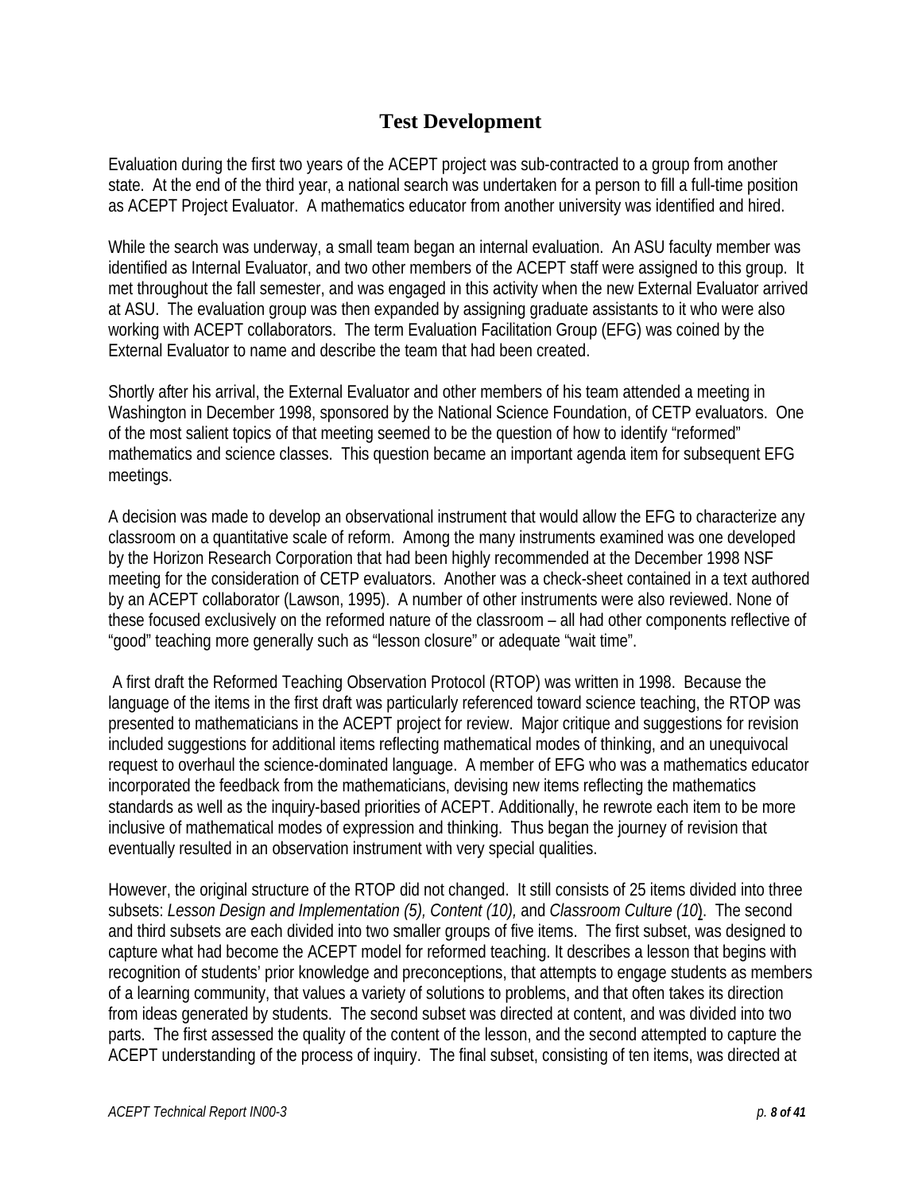## Test Development

Evaluation during the first two years of the ACEPT project was sub-contracted to a group from another state. At the end of the third year, a national search was undertaken for a person to fill a full-time position as ACEPT Project Evaluator. A mathematics educator from another university was identified and hired.

While the search was underway, a small team began an internal evaluation. An ASU faculty member was identified as Internal Evaluator, and two other members of the ACEPT staff were assigned to this group. It met throughout the fall semester, and was engaged in this activity when the new External Evaluator arrived at ASU. The evaluation group was then expanded by assigning graduate assistants to it who were also working with ACEPT collaborators. The term Evaluation Facilitation Group (EFG) was coined by the External Evaluator to name and describe the team that had been created.

Shortly after his arrival, the External Evaluator and other members of his team attended a meeting in Washington in December 1998, sponsored by the National Science Foundation, of CETP evaluators. One of the most salient topics of that meeting seemed to be the question of how to identify "reformed" mathematics and science classes. This question became an important agenda item for subsequent EFG meetings.

A decision was made to develop an observational instrument that would allow the EFG to characterize any classroom on a quantitative scale of reform. Among the many instruments examined was one developed by the Horizon Research Corporation that had been highly recommended at the December 1998 NSF meeting for the consideration of CETP evaluators. Another was a check-sheet contained in a text authored by an ACEPT collaborator (Lawson, 1995). A number of other instruments were also reviewed. None of these focused exclusively on the reformed nature of the classroom – all had other components reflective of "good" teaching more generally such as "lesson closure" or adequate "wait time".

A first draft the Reformed Teaching Observation Protocol (RTOP) was written in 1998. Because the language of the items in the first draft was particularly referenced toward science teaching, the RTOP was presented to mathematicians in the ACEPT project for review. Major critique and suggestions for revision included suggestions for additional items reflecting mathematical modes of thinking, and an unequivocal request to overhaul the science-dominated language. A member of EFG who was a mathematics educator incorporated the feedback from the mathematicians, devising new items reflecting the mathematics standards as well as the inquiry-based priorities of ACEPT. Additionally, he rewrote each item to be more inclusive of mathematical modes of expression and thinking. Thus began the journey of revision that eventually resulted in an observation instrument with very special qualities.

However, the original structure of the RTOP did not changed. It still consists of 25 items divided into three subsets: *Lesson Design and Implementation (5), Content (10),* and *Classroom Culture (10)*. The second and third subsets are each divided into two smaller groups of five items. The first subset, was designed to capture what had become the ACEPT model for reformed teaching. It describes a lesson that begins with recognition of students' prior knowledge and preconceptions, that attempts to engage students as members of a learning community, that values a variety of solutions to problems, and that often takes its direction from ideas generated by students. The second subset was directed at content, and was divided into two parts. The first assessed the quality of the content of the lesson, and the second attempted to capture the ACEPT understanding of the process of inquiry. The final subset, consisting of ten items, was directed at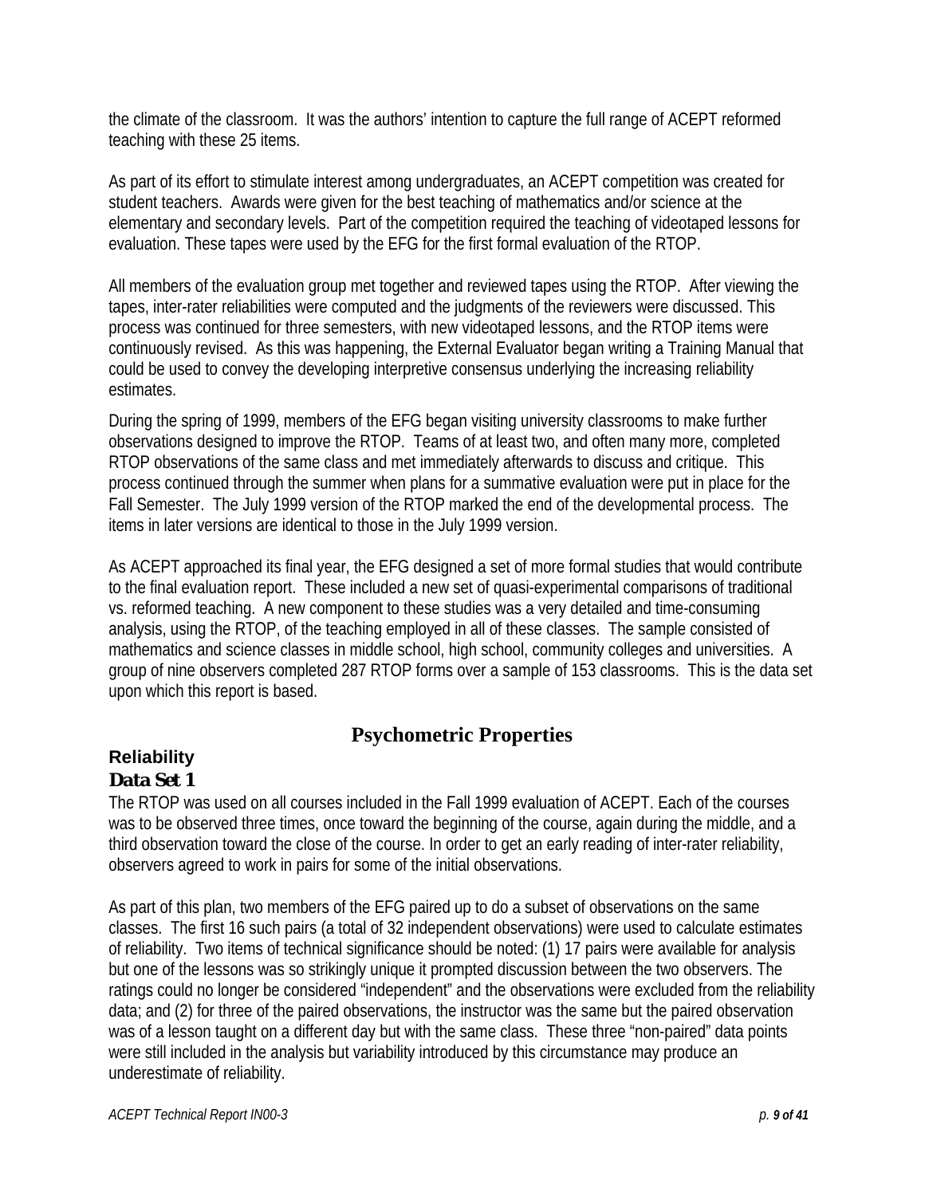the climate of the classroom. It was the authors' intention to capture the full range of ACEPT reformed teaching with these 25 items.

As part of its effort to stimulate interest among undergraduates, an ACEPT competition was created for student teachers. Awards were given for the best teaching of mathematics and/or science at the elementary and secondary levels. Part of the competition required the teaching of videotaped lessons for evaluation. These tapes were used by the EFG for the first formal evaluation of the RTOP.

All members of the evaluation group met together and reviewed tapes using the RTOP. After viewing the tapes, inter-rater reliabilities were computed and the judgments of the reviewers were discussed. This process was continued for three semesters, with new videotaped lessons, and the RTOP items were continuously revised. As this was happening, the External Evaluator began writing a Training Manual that could be used to convey the developing interpretive consensus underlying the increasing reliability estimates.

During the spring of 1999, members of the EFG began visiting university classrooms to make further observations designed to improve the RTOP. Teams of at least two, and often many more, completed RTOP observations of the same class and met immediately afterwards to discuss and critique. This process continued through the summer when plans for a summative evaluation were put in place for the Fall Semester. The July 1999 version of the RTOP marked the end of the developmental process. The items in later versions are identical to those in the July 1999 version.

As ACEPT approached its final year, the EFG designed a set of more formal studies that would contribute to the final evaluation report. These included a new set of quasi-experimental comparisons of traditional vs. reformed teaching. A new component to these studies was a very detailed and time-consuming analysis, using the RTOP, of the teaching employed in all of these classes. The sample consisted of mathematics and science classes in middle school, high school, community colleges and universities. A group of nine observers completed 287 RTOP forms over a sample of 153 classrooms. This is the data set upon which this report is based.

## Psychometric Properties

### Reliability

#### *Data Set 1*

The RTOP was used on all courses included in the Fall 1999 evaluation of ACEPT. Each of the courses was to be observed three times, once toward the beginning of the course, again during the middle, and a third observation toward the close of the course. In order to get an early reading of inter-rater reliability, observers agreed to work in pairs for some of the initial observations.

As part of this plan, two members of the EFG paired up to do a subset of observations on the same classes. The first 16 such pairs (a total of 32 independent observations) were used to calculate estimates of reliability. Two items of technical significance should be noted: (1) 17 pairs were available for analysis but one of the lessons was so strikingly unique it prompted discussion between the two observers. The ratings could no longer be considered "independent" and the observations were excluded from the reliability data; and (2) for three of the paired observations, the instructor was the same but the paired observation was of a lesson taught on a different day but with the same class. These three "non-paired" data points were still included in the analysis but variability introduced by this circumstance may produce an underestimate of reliability.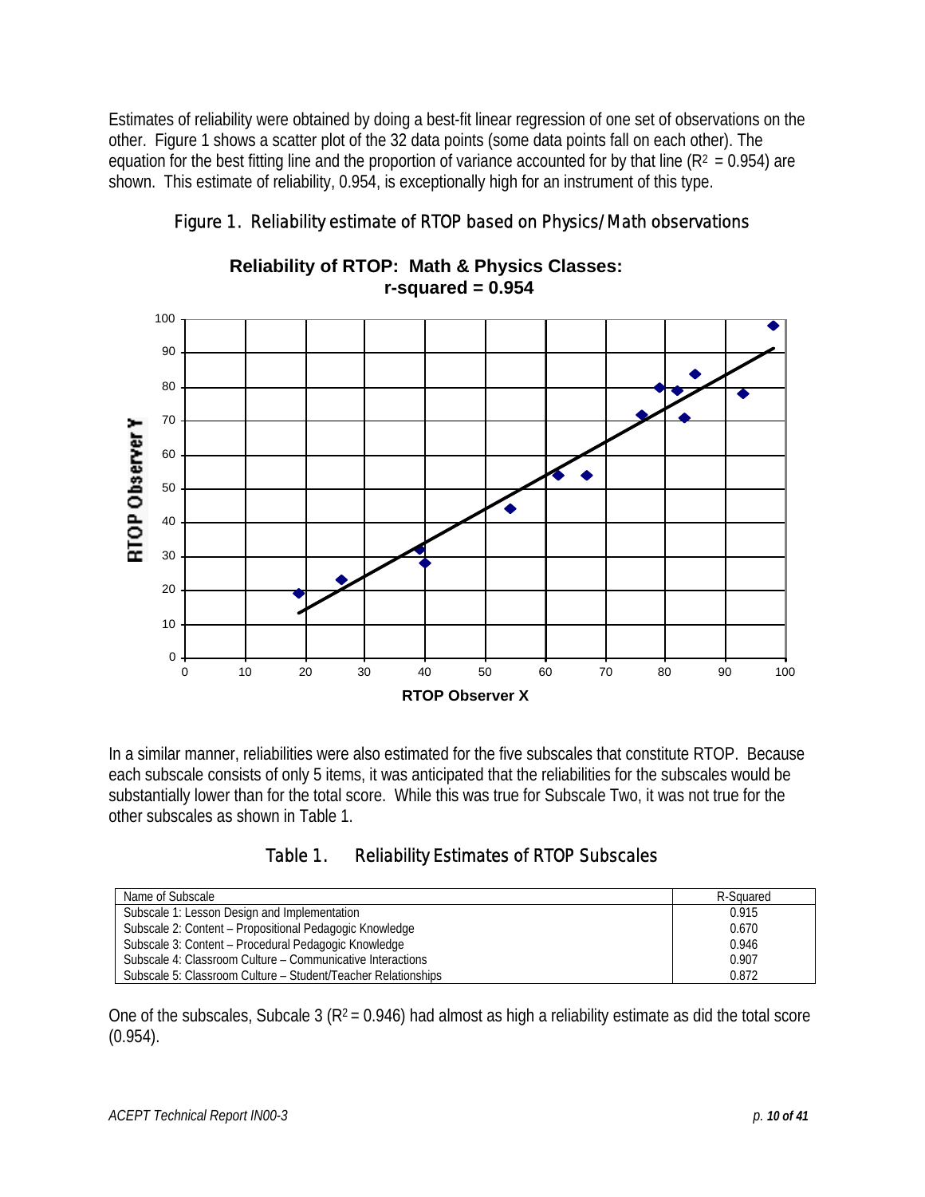Estimates of reliability were obtained by doing a best-fit linear regression of one set of observations on the other. Figure 1 shows a scatter plot of the 32 data points (some data points fall on each other). The equation for the best fitting line and the proportion of variance accounted for by that line ($R^2 = 0.954$) are shown. This estimate of reliability, 0.954, is exceptionally high for an instrument of this type.

Figure 1. Reliability estimate of RTOP based on Physics/Math observations

In a similar manner, reliabilities were also estimated for the five subscales that constitute RTOP. Because each subscale consists of only 5 items, it was anticipated that the reliabilities for the subscales would be substantially lower than for the total score. While this was true for Subscale Two, it was not true for the other subscales as shown in Table 1.

Table 1. Reliability Estimates of RTOP Subscales

| Name of Subscale | R-Squared |
|---|---|
| Subscale 1: Lesson Design and Implementation | 0.915 |
| Subscale 2: Content – Propositional Pedagogic Knowledge | 0.670 |
| Subscale 3: Content – Procedural Pedagogic Knowledge | 0.946 |
| Subscale 4: Classroom Culture – Communicative Interactions | 0.907 |
| Subscale 5: Classroom Culture – Student/Teacher Relationships | 0.872 |

One of the subscales, Subcale 3 ($R^2 = 0.946$) had almost as high a reliability estimate as did the total score (0.954).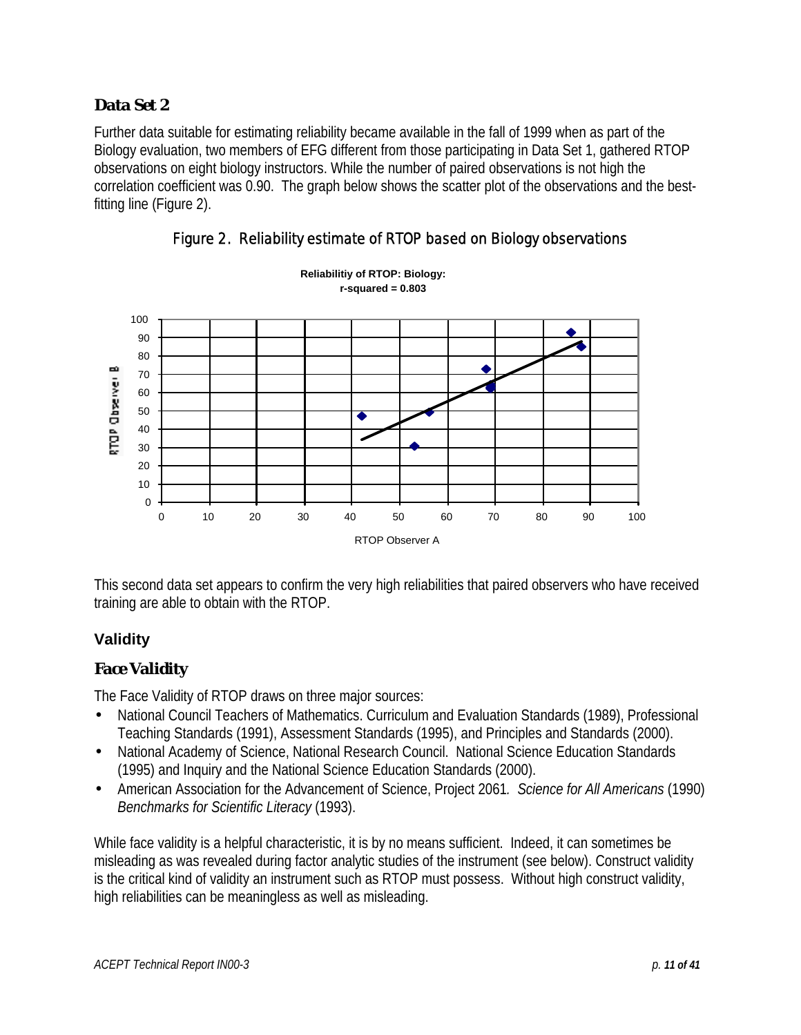### Data Set 2

Further data suitable for estimating reliability became available in the fall of 1999 when as part of the Biology evaluation, two members of EFG different from those participating in Data Set 1, gathered RTOP observations on eight biology instructors. While the number of paired observations is not high the correlation coefficient was 0.90. The graph below shows the scatter plot of the observations and the best-fitting line (Figure 2).

Figure 2. Reliability estimate of RTOP based on Biology observations

This second data set appears to confirm the very high reliabilities that paired observers who have received training are able to obtain with the RTOP.

## Validity

### Face Validity

The Face Validity of RTOP draws on three major sources:

- National Council Teachers of Mathematics. Curriculum and Evaluation Standards (1989), Professional Teaching Standards (1991), Assessment Standards (1995), and Principles and Standards (2000).
- National Academy of Science, National Research Council. National Science Education Standards (1995) and Inquiry and the National Science Education Standards (2000).
- American Association for the Advancement of Science, Project 2061. *Science for All Americans* (1990) *Benchmarks for Scientific Literacy* (1993).

While face validity is a helpful characteristic, it is by no means sufficient. Indeed, it can sometimes be misleading as was revealed during factor analytic studies of the instrument (see below). Construct validity is the critical kind of validity an instrument such as RTOP must possess. Without high construct validity, high reliabilities can be meaningless as well as misleading.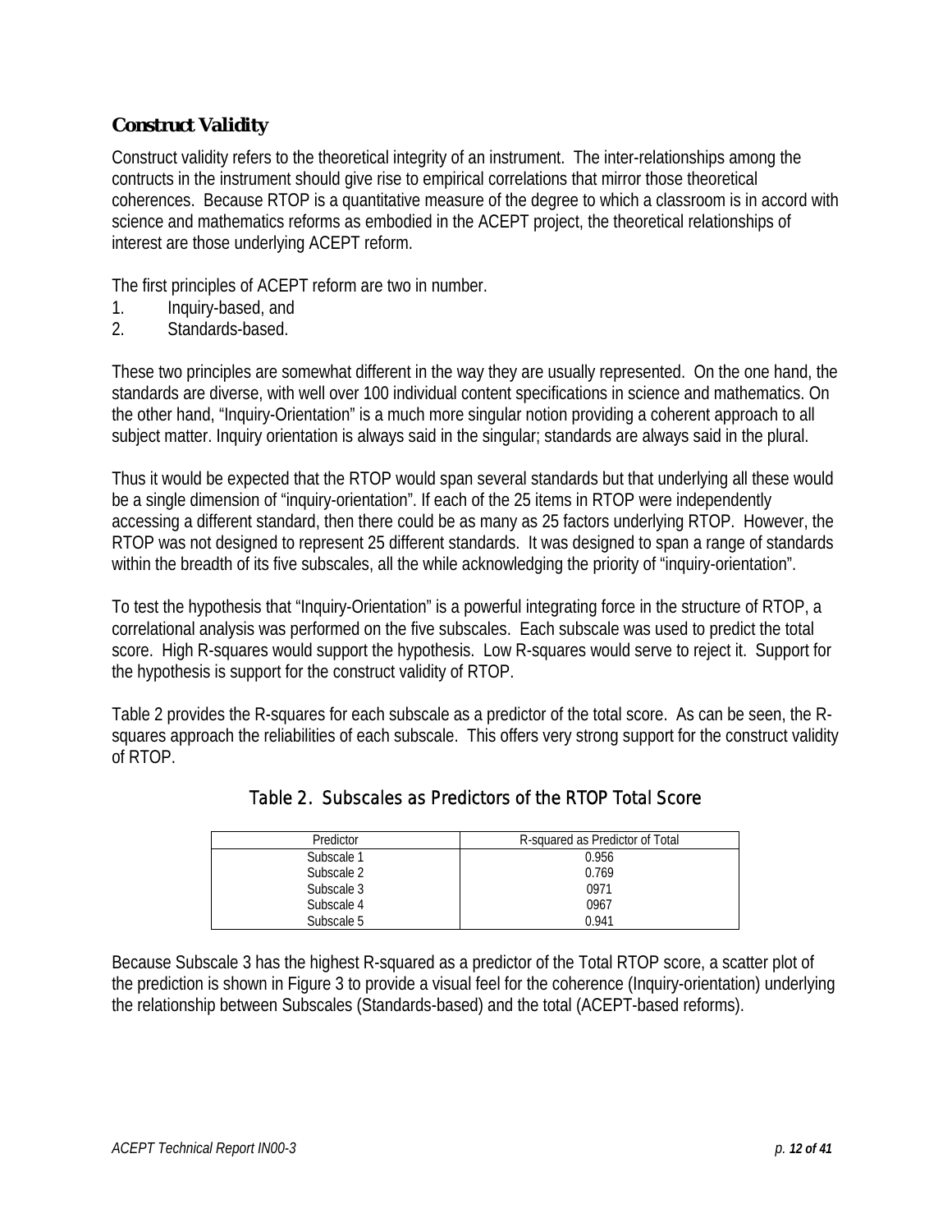### *Construct Validity*

Construct validity refers to the theoretical integrity of an instrument. The inter-relationships among the contructs in the instrument should give rise to empirical correlations that mirror those theoretical coherences. Because RTOP is a quantitative measure of the degree to which a classroom is in accord with science and mathematics reforms as embodied in the ACEPT project, the theoretical relationships of interest are those underlying ACEPT reform.

The first principles of ACEPT reform are two in number.

1. Inquiry-based, and
2. Standards-based.

These two principles are somewhat different in the way they are usually represented. On the one hand, the standards are diverse, with well over 100 individual content specifications in science and mathematics. On the other hand, "Inquiry-Orientation" is a much more singular notion providing a coherent approach to all subject matter. Inquiry orientation is always said in the singular; standards are always said in the plural.

Thus it would be expected that the RTOP would span several standards but that underlying all these would be a single dimension of "inquiry-orientation". If each of the 25 items in RTOP were independently accessing a different standard, then there could be as many as 25 factors underlying RTOP. However, the RTOP was not designed to represent 25 different standards. It was designed to span a range of standards within the breadth of its five subscales, all the while acknowledging the priority of "inquiry-orientation".

To test the hypothesis that "Inquiry-Orientation" is a powerful integrating force in the structure of RTOP, a correlational analysis was performed on the five subscales. Each subscale was used to predict the total score. High R-squares would support the hypothesis. Low R-squares would serve to reject it. Support for the hypothesis is support for the construct validity of RTOP.

Table 2 provides the R-squares for each subscale as a predictor of the total score. As can be seen, the R-squares approach the reliabilities of each subscale. This offers very strong support for the construct validity of RTOP.

Table 2. Subscales as Predictors of the RTOP Total Score

| Predictor | R-squared as Predictor of Total |
|---|---|
| Subscale 1 | 0.956 |
| Subscale 2 | 0.769 |
| Subscale 3 | 0971 |
| Subscale 4 | 0967 |
| Subscale 5 | 0.941 |

Because Subscale 3 has the highest R-squared as a predictor of the Total RTOP score, a scatter plot of the prediction is shown in Figure 3 to provide a visual feel for the coherence (Inquiry-orientation) underlying the relationship between Subscales (Standards-based) and the total (ACEPT-based reforms).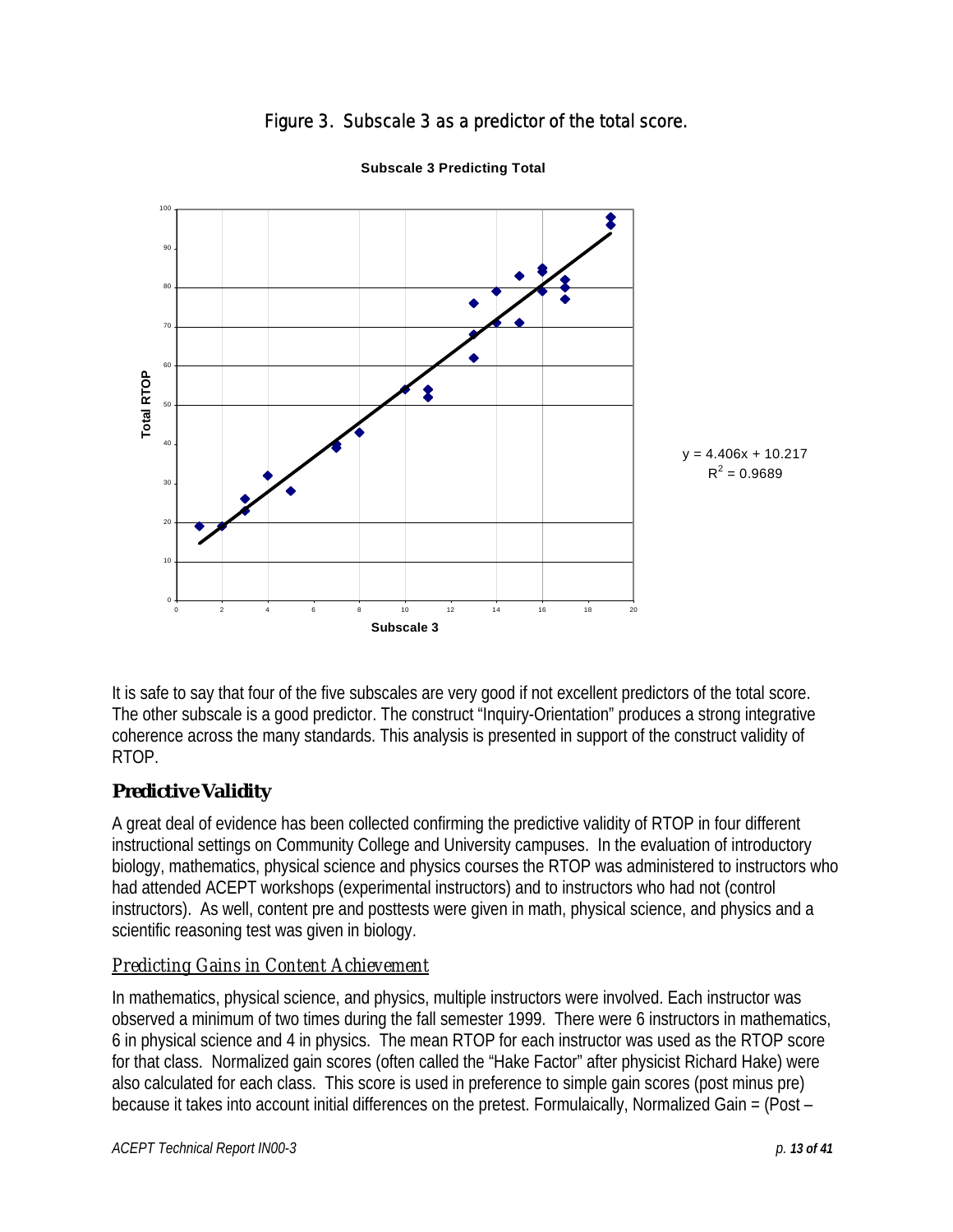Figure 3. Subscale 3 as a predictor of the total score.

It is safe to say that four of the five subscales are very good if not excellent predictors of the total score. The other subscale is a good predictor. The construct "Inquiry-Orientation" produces a strong integrative coherence across the many standards. This analysis is presented in support of the construct validity of RTOP.

## Predictive Validity

A great deal of evidence has been collected confirming the predictive validity of RTOP in four different instructional settings on Community College and University campuses. In the evaluation of introductory biology, mathematics, physical science and physics courses the RTOP was administered to instructors who had attended ACEPT workshops (experimental instructors) and to instructors who had not (control instructors). As well, content pre and posttests were given in math, physical science, and physics and a scientific reasoning test was given in biology.

### *Predicting Gains in Content Achievement*

In mathematics, physical science, and physics, multiple instructors were involved. Each instructor was observed a minimum of two times during the fall semester 1999. There were 6 instructors in mathematics, 6 in physical science and 4 in physics. The mean RTOP for each instructor was used as the RTOP score for that class. Normalized gain scores (often called the "Hake Factor" after physicist Richard Hake) were also calculated for each class. This score is used in preference to simple gain scores (post minus pre) because it takes into account initial differences on the pretest. Formulaically, Normalized Gain = (Post –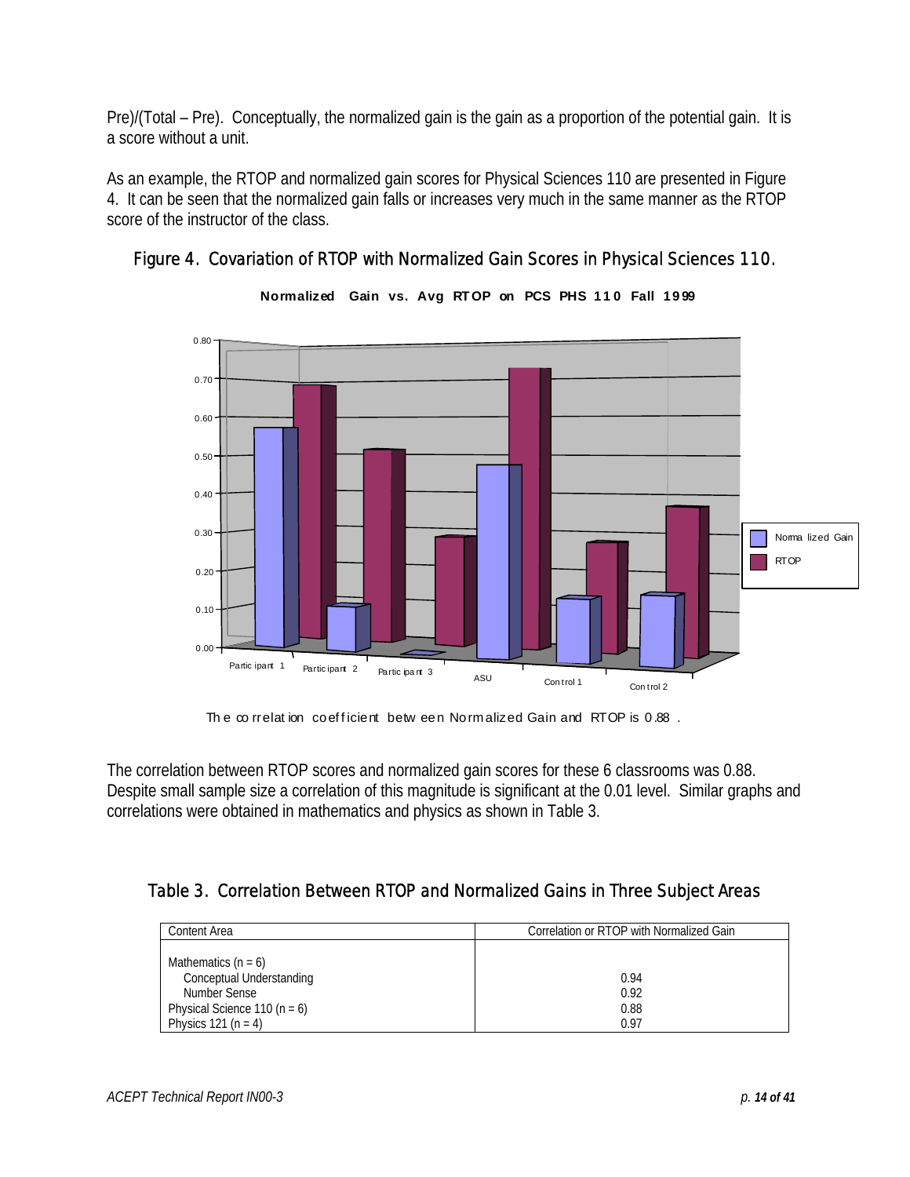Pre)/(Total – Pre). Conceptually, the normalized gain is the gain as a proportion of the potential gain. It is a score without a unit.

As an example, the RTOP and normalized gain scores for Physical Sciences 110 are presented in Figure 4. It can be seen that the normalized gain falls or increases very much in the same manner as the RTOP score of the instructor of the class.

### Figure 4. Covariation of RTOP with Normalized Gain Scores in Physical Sciences 110.

**Normalized Gain vs. Avg RTOP on PCS PHS 110 Fall 1999**

The correlation coefficient between Normalized Gain and RTOP is 0.88 .

The correlation between RTOP scores and normalized gain scores for these 6 classrooms was 0.88. Despite small sample size a correlation of this magnitude is significant at the 0.01 level. Similar graphs and correlations were obtained in mathematics and physics as shown in Table 3.

### Table 3. Correlation Between RTOP and Normalized Gains in Three Subject Areas

| Content Area | Correlation or RTOP with Normalized Gain |
|---|---|
| Mathematics (n = 6) | |
| Conceptual Understanding | 0.94 |
| Number Sense | 0.92 |
| Physical Science 110 (n = 6) | 0.88 |
| Physics 121 (n = 4) | 0.97 |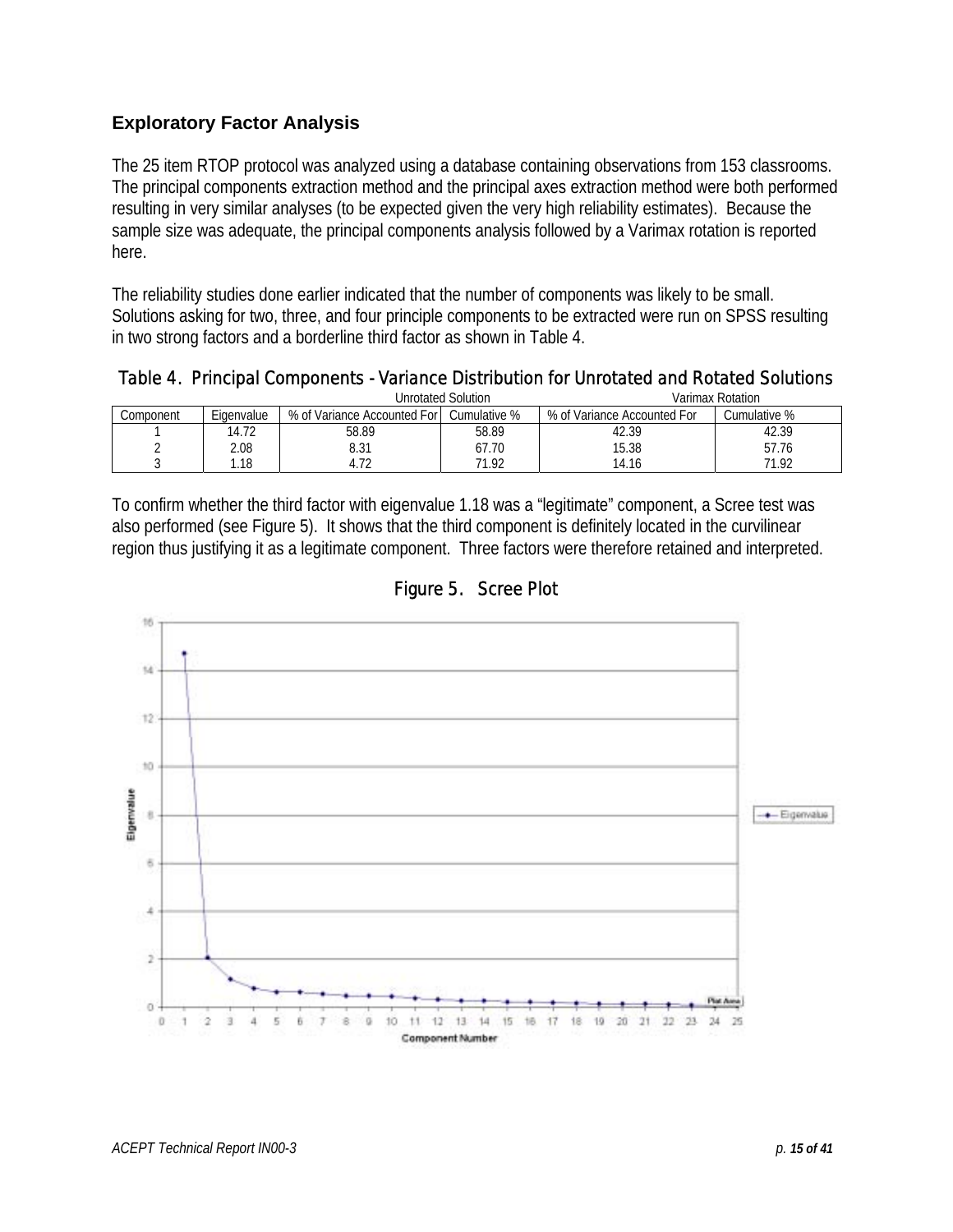## Exploratory Factor Analysis

The 25 item RTOP protocol was analyzed using a database containing observations from 153 classrooms. The principal components extraction method and the principal axes extraction method were both performed resulting in very similar analyses (to be expected given the very high reliability estimates). Because the sample size was adequate, the principal components analysis followed by a Varimax rotation is reported here.

The reliability studies done earlier indicated that the number of components was likely to be small. Solutions asking for two, three, and four principle components to be extracted were run on SPSS resulting in two strong factors and a borderline third factor as shown in Table 4.

Table 4. Principal Components - Variance Distribution for Unrotated and Rotated Solutions

| | | Unrotated Solution | | Varimax Rotation | |
|---|---|---|---|---|---|
| Component | Eigenvalue | % of Variance Accounted For | Cumulative % | % of Variance Accounted For | Cumulative % |
| 1 | 14.72 | 58.89 | 58.89 | 42.39 | 42.39 |
| 2 | 2.08 | 8.31 | 67.70 | 15.38 | 57.76 |
| 3 | 1.18 | 4.72 | 71.92 | 14.16 | 71.92 |

To confirm whether the third factor with eigenvalue 1.18 was a "legitimate" component, a Scree test was also performed (see Figure 5). It shows that the third component is definitely located in the curvilinear region thus justifying it as a legitimate component. Three factors were therefore retained and interpreted.

Figure 5. Scree Plot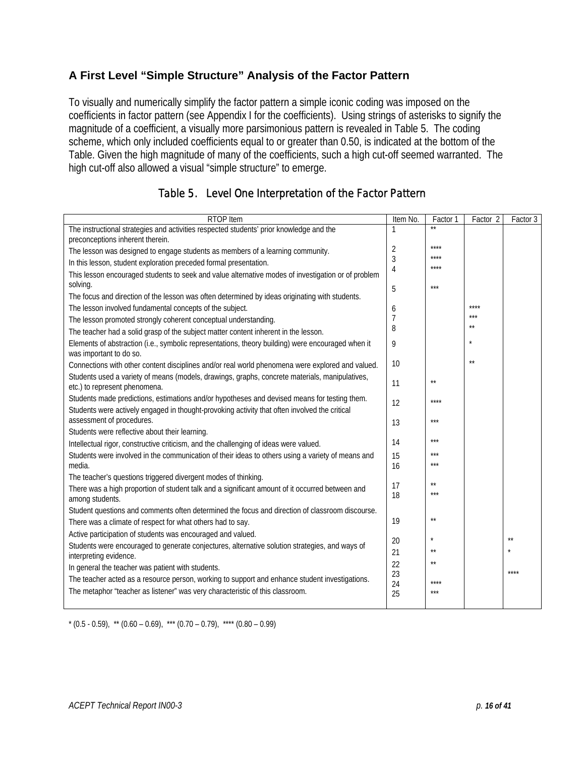## A First Level "Simple Structure" Analysis of the Factor Pattern

To visually and numerically simplify the factor pattern a simple iconic coding was imposed on the coefficients in factor pattern (see Appendix I for the coefficients). Using strings of asterisks to signify the magnitude of a coefficient, a visually more parsimonious pattern is revealed in Table 5. The coding scheme, which only included coefficients equal to or greater than 0.50, is indicated at the bottom of the Table. Given the high magnitude of many of the coefficients, such a high cut-off seemed warranted. The high cut-off also allowed a visual "simple structure" to emerge.

### Table 5. Level One Interpretation of the Factor Pattern

| RTOP Item | Item No. | Factor 1 | Factor 2 | Factor 3 |
|---|---|---|---|---|
| The instructional strategies and activities respected students' prior knowledge and the preconceptions inherent therein. | 1 | ** | | |
| The lesson was designed to engage students as members of a learning community. | 2 | **** | | |
| In this lesson, student exploration preceded formal presentation. | 3 | **** | | |
| This lesson encouraged students to seek and value alternative modes of investigation or of problem solving. | 4 | **** | | |
| The focus and direction of the lesson was often determined by ideas originating with students. | 5 | *** | | |
| The lesson involved fundamental concepts of the subject. | 6 | | **** | |
| The lesson promoted strongly coherent conceptual understanding. | 7 | | *** | |
| The teacher had a solid grasp of the subject matter content inherent in the lesson. | 8 | | ** | |
| Elements of abstraction (i.e., symbolic representations, theory building) were encouraged when it was important to do so. | 9 | | * | |
| Connections with other content disciplines and/or real world phenomena were explored and valued. | 10 | | ** | |
| Students used a variety of means (models, drawings, graphs, concrete materials, manipulatives, etc.) to represent phenomena. | 11 | ** | | |
| Students made predictions, estimations and/or hypotheses and devised means for testing them. | 12 | **** | | |
| Students were actively engaged in thought-provoking activity that often involved the critical assessment of procedures. | 13 | *** | | |
| Students were reflective about their learning. | 14 | *** | | |
| Intellectual rigor, constructive criticism, and the challenging of ideas were valued. | 15 | *** | | |
| Students were involved in the communication of their ideas to others using a variety of means and media. | 16 | *** | | |
| The teacher's questions triggered divergent modes of thinking. | 17 | ** | | |
| There was a high proportion of student talk and a significant amount of it occurred between and among students. | 18 | *** | | |
| Student questions and comments often determined the focus and direction of classroom discourse. | 19 | ** | | |
| There was a climate of respect for what others had to say. | 20 | * | | ** |
| Active participation of students was encouraged and valued. | 21 | ** | | * |
| Students were encouraged to generate conjectures, alternative solution strategies, and ways of interpreting evidence. | 22 | ** | | |
| In general the teacher was patient with students. | 23 | | | **** |
| The teacher acted as a resource person, working to support and enhance student investigations. | 24 | **** | | |
| The metaphor "teacher as listener" was very characteristic of this classroom. | 25 | *** | | |

* (0.5 - 0.59), ** (0.60 – 0.69), *** (0.70 – 0.79), **** (0.80 – 0.99)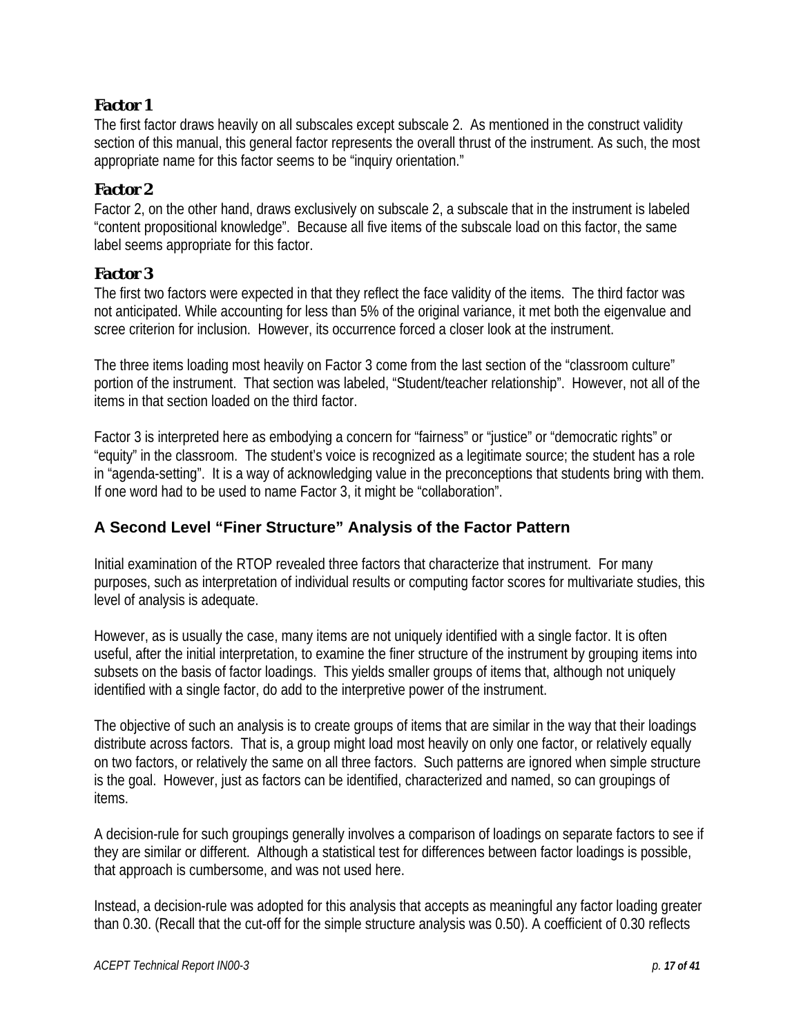### Factor 1

The first factor draws heavily on all subscales except subscale 2. As mentioned in the construct validity section of this manual, this general factor represents the overall thrust of the instrument. As such, the most appropriate name for this factor seems to be "inquiry orientation."

### Factor 2

Factor 2, on the other hand, draws exclusively on subscale 2, a subscale that in the instrument is labeled "content propositional knowledge". Because all five items of the subscale load on this factor, the same label seems appropriate for this factor.

### Factor 3

The first two factors were expected in that they reflect the face validity of the items. The third factor was not anticipated. While accounting for less than 5% of the original variance, it met both the eigenvalue and scree criterion for inclusion. However, its occurrence forced a closer look at the instrument.

The three items loading most heavily on Factor 3 come from the last section of the "classroom culture" portion of the instrument. That section was labeled, "Student/teacher relationship". However, not all of the items in that section loaded on the third factor.

Factor 3 is interpreted here as embodying a concern for "fairness" or "justice" or "democratic rights" or "equity" in the classroom. The student's voice is recognized as a legitimate source; the student has a role in "agenda-setting". It is a way of acknowledging value in the preconceptions that students bring with them. If one word had to be used to name Factor 3, it might be "collaboration".

## A Second Level "Finer Structure" Analysis of the Factor Pattern

Initial examination of the RTOP revealed three factors that characterize that instrument. For many purposes, such as interpretation of individual results or computing factor scores for multivariate studies, this level of analysis is adequate.

However, as is usually the case, many items are not uniquely identified with a single factor. It is often useful, after the initial interpretation, to examine the finer structure of the instrument by grouping items into subsets on the basis of factor loadings. This yields smaller groups of items that, although not uniquely identified with a single factor, do add to the interpretive power of the instrument.

The objective of such an analysis is to create groups of items that are similar in the way that their loadings distribute across factors. That is, a group might load most heavily on only one factor, or relatively equally on two factors, or relatively the same on all three factors. Such patterns are ignored when simple structure is the goal. However, just as factors can be identified, characterized and named, so can groupings of items.

A decision-rule for such groupings generally involves a comparison of loadings on separate factors to see if they are similar or different. Although a statistical test for differences between factor loadings is possible, that approach is cumbersome, and was not used here.

Instead, a decision-rule was adopted for this analysis that accepts as meaningful any factor loading greater than 0.30. (Recall that the cut-off for the simple structure analysis was 0.50). A coefficient of 0.30 reflects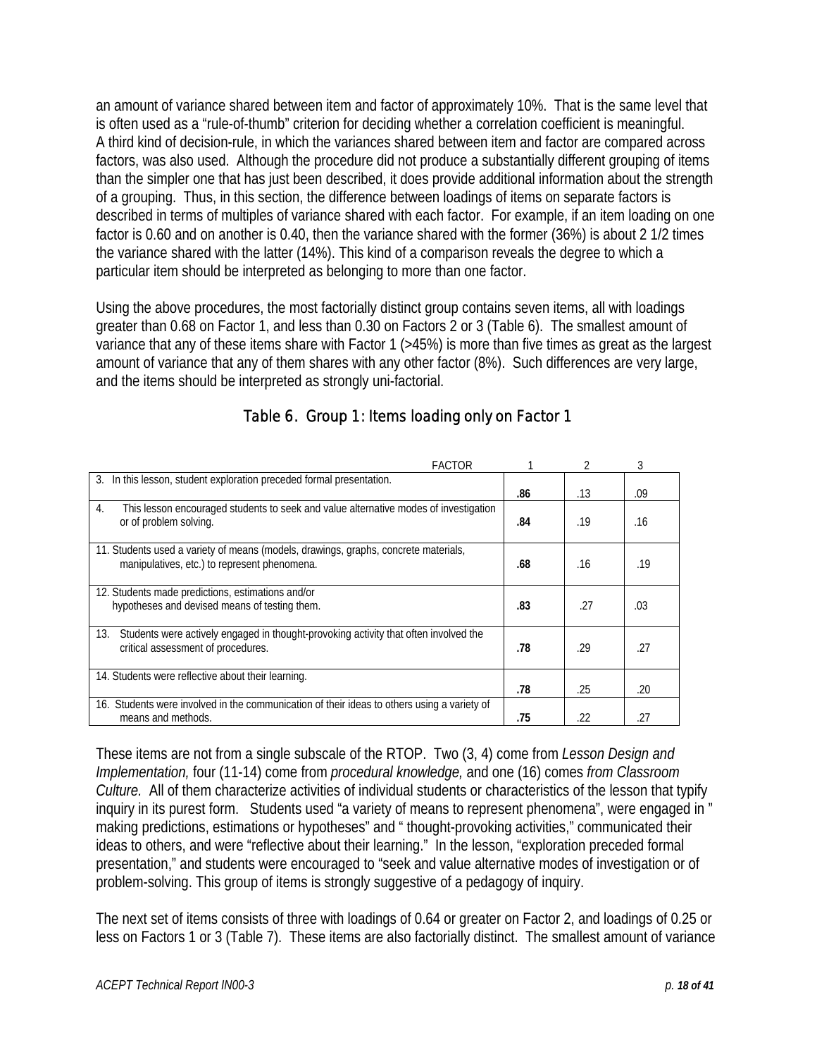an amount of variance shared between item and factor of approximately 10%. That is the same level that is often used as a "rule-of-thumb" criterion for deciding whether a correlation coefficient is meaningful. A third kind of decision-rule, in which the variances shared between item and factor are compared across factors, was also used. Although the procedure did not produce a substantially different grouping of items than the simpler one that has just been described, it does provide additional information about the strength of a grouping. Thus, in this section, the difference between loadings of items on separate factors is described in terms of multiples of variance shared with each factor. For example, if an item loading on one factor is 0.60 and on another is 0.40, then the variance shared with the former (36%) is about 2 1/2 times the variance shared with the latter (14%). This kind of a comparison reveals the degree to which a particular item should be interpreted as belonging to more than one factor.

Using the above procedures, the most factorially distinct group contains seven items, all with loadings greater than 0.68 on Factor 1, and less than 0.30 on Factors 2 or 3 (Table 6). The smallest amount of variance that any of these items share with Factor 1 (>45%) is more than five times as great as the largest amount of variance that any of them shares with any other factor (8%). Such differences are very large, and the items should be interpreted as strongly uni-factorial.

## Table 6. Group 1: Items loading only on Factor 1

| FACTOR | 1 | 2 | 3 |
|---|---|---|---|
| 3. In this lesson, student exploration preceded formal presentation. | **.86** | .13 | .09 |
| 4. This lesson encouraged students to seek and value alternative modes of investigation or of problem solving. | **.84** | .19 | .16 |
| 11. Students used a variety of means (models, drawings, graphs, concrete materials, manipulatives, etc.) to represent phenomena. | **.68** | .16 | .19 |
| 12. Students made predictions, estimations and/or hypotheses and devised means of testing them. | **.83** | .27 | .03 |
| 13. Students were actively engaged in thought-provoking activity that often involved the critical assessment of procedures. | **.78** | .29 | .27 |
| 14. Students were reflective about their learning. | **.78** | .25 | .20 |
| 16. Students were involved in the communication of their ideas to others using a variety of means and methods. | **.75** | .22 | .27 |

These items are not from a single subscale of the RTOP. Two (3, 4) come from *Lesson Design and Implementation,* four (11-14) come from *procedural knowledge,* and one (16) comes *from Classroom Culture.* All of them characterize activities of individual students or characteristics of the lesson that typify inquiry in its purest form. Students used "a variety of means to represent phenomena", were engaged in " making predictions, estimations or hypotheses" and " thought-provoking activities," communicated their ideas to others, and were "reflective about their learning." In the lesson, "exploration preceded formal presentation," and students were encouraged to "seek and value alternative modes of investigation or of problem-solving. This group of items is strongly suggestive of a pedagogy of inquiry.

The next set of items consists of three with loadings of 0.64 or greater on Factor 2, and loadings of 0.25 or less on Factors 1 or 3 (Table 7). These items are also factorially distinct. The smallest amount of variance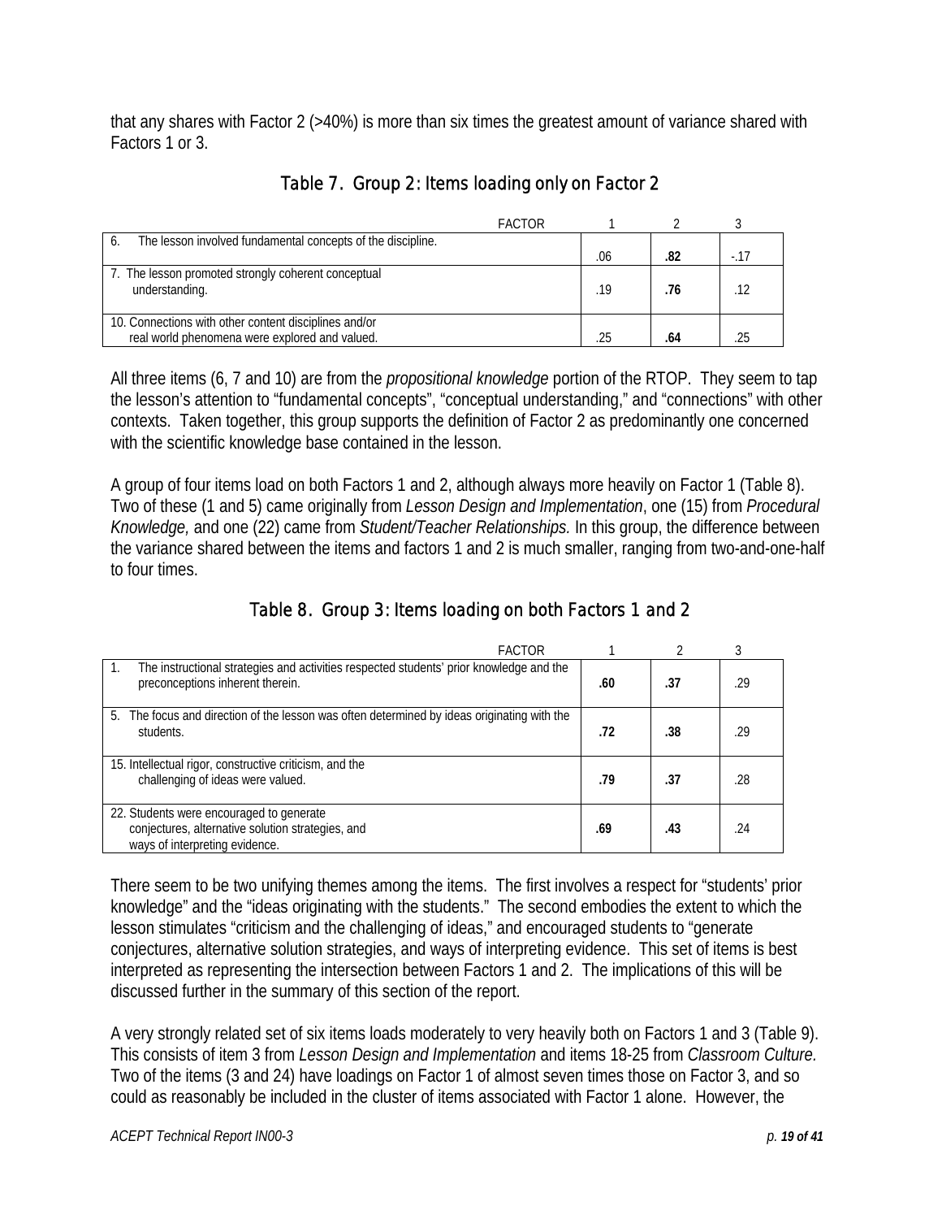that any shares with Factor 2 (>40%) is more than six times the greatest amount of variance shared with Factors 1 or 3.

### Table 7. Group 2: Items loading only on Factor 2

| FACTOR | 1 | 2 | 3 |
|---|---|---|---|
| 6. The lesson involved fundamental concepts of the discipline. | .06 | **.82** | -.17 |
| 7. The lesson promoted strongly coherent conceptual understanding. | .19 | **.76** | .12 |
| 10. Connections with other content disciplines and/or real world phenomena were explored and valued. | .25 | **.64** | .25 |

All three items (6, 7 and 10) are from the *propositional knowledge* portion of the RTOP. They seem to tap the lesson's attention to "fundamental concepts", "conceptual understanding," and "connections" with other contexts. Taken together, this group supports the definition of Factor 2 as predominantly one concerned with the scientific knowledge base contained in the lesson.

A group of four items load on both Factors 1 and 2, although always more heavily on Factor 1 (Table 8). Two of these (1 and 5) came originally from *Lesson Design and Implementation*, one (15) from *Procedural Knowledge,* and one (22) came from *Student/Teacher Relationships.* In this group, the difference between the variance shared between the items and factors 1 and 2 is much smaller, ranging from two-and-one-half to four times.

### Table 8. Group 3: Items loading on both Factors 1 and 2

| FACTOR | 1 | 2 | 3 |
|---|---|---|---|
| 1. The instructional strategies and activities respected students' prior knowledge and the preconceptions inherent therein. | **.60** | **.37** | .29 |
| 5. The focus and direction of the lesson was often determined by ideas originating with the students. | **.72** | **.38** | .29 |
| 15. Intellectual rigor, constructive criticism, and the challenging of ideas were valued. | **.79** | **.37** | .28 |
| 22. Students were encouraged to generate conjectures, alternative solution strategies, and ways of interpreting evidence. | **.69** | **.43** | .24 |

There seem to be two unifying themes among the items. The first involves a respect for "students' prior knowledge" and the "ideas originating with the students." The second embodies the extent to which the lesson stimulates "criticism and the challenging of ideas," and encouraged students to "generate conjectures, alternative solution strategies, and ways of interpreting evidence. This set of items is best interpreted as representing the intersection between Factors 1 and 2. The implications of this will be discussed further in the summary of this section of the report.

A very strongly related set of six items loads moderately to very heavily both on Factors 1 and 3 (Table 9). This consists of item 3 from *Lesson Design and Implementation* and items 18-25 from *Classroom Culture.* Two of the items (3 and 24) have loadings on Factor 1 of almost seven times those on Factor 3, and so could as reasonably be included in the cluster of items associated with Factor 1 alone. However, the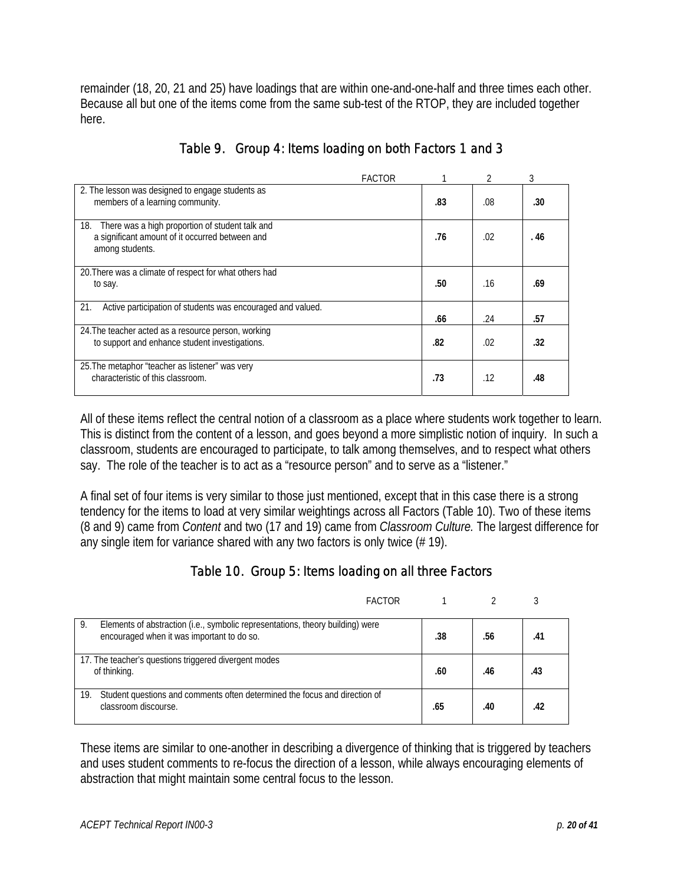remainder (18, 20, 21 and 25) have loadings that are within one-and-one-half and three times each other. Because all but one of the items come from the same sub-test of the RTOP, they are included together here.

### Table 9. Group 4: Items loading on both Factors 1 and 3

| FACTOR | 1 | 2 | 3 |
|---|---|---|---|
| 2. The lesson was designed to engage students as members of a learning community. | **.83** | .08 | **.30** |
| 18. There was a high proportion of student talk and a significant amount of it occurred between and among students. | **.76** | .02 | **. 46** |
| 20. There was a climate of respect for what others had to say. | **.50** | .16 | **.69** |
| 21. Active participation of students was encouraged and valued. | **.66** | .24 | **.57** |
| 24. The teacher acted as a resource person, working to support and enhance student investigations. | **.82** | .02 | **.32** |
| 25. The metaphor "teacher as listener" was very characteristic of this classroom. | **.73** | .12 | **.48** |

All of these items reflect the central notion of a classroom as a place where students work together to learn. This is distinct from the content of a lesson, and goes beyond a more simplistic notion of inquiry. In such a classroom, students are encouraged to participate, to talk among themselves, and to respect what others say. The role of the teacher is to act as a "resource person" and to serve as a "listener."

A final set of four items is very similar to those just mentioned, except that in this case there is a strong tendency for the items to load at very similar weightings across all Factors (Table 10). Two of these items (8 and 9) came from *Content* and two (17 and 19) came from *Classroom Culture.* The largest difference for any single item for variance shared with any two factors is only twice (# 19).

### Table 10. Group 5: Items loading on all three Factors

| FACTOR | 1 | 2 | 3 |
|---|---|---|---|
| 9. Elements of abstraction (i.e., symbolic representations, theory building) were encouraged when it was important to do so. | **.38** | **.56** | **.41** |
| 17. The teacher's questions triggered divergent modes of thinking. | **.60** | **.46** | **.43** |
| 19. Student questions and comments often determined the focus and direction of classroom discourse. | **.65** | **.40** | **.42** |

These items are similar to one-another in describing a divergence of thinking that is triggered by teachers and uses student comments to re-focus the direction of a lesson, while always encouraging elements of abstraction that might maintain some central focus to the lesson.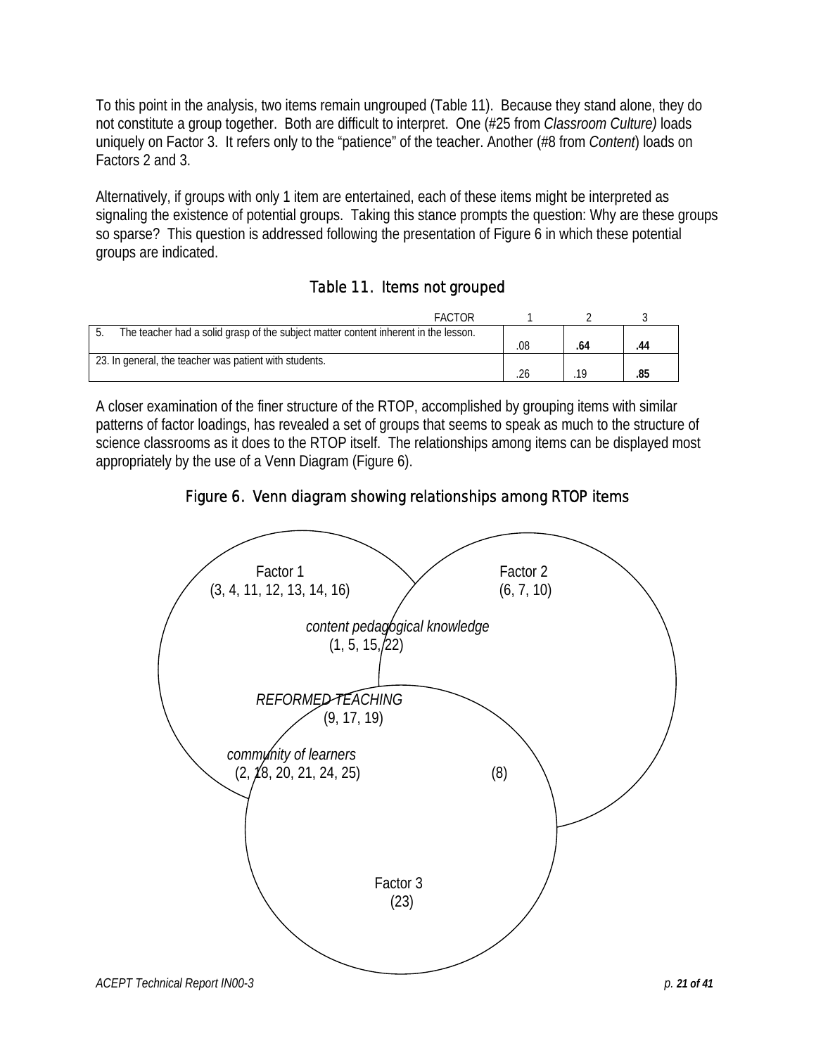To this point in the analysis, two items remain ungrouped (Table 11). Because they stand alone, they do not constitute a group together. Both are difficult to interpret. One (#25 from *Classroom Culture)* loads uniquely on Factor 3. It refers only to the "patience" of the teacher. Another (#8 from *Content*) loads on Factors 2 and 3.

Alternatively, if groups with only 1 item are entertained, each of these items might be interpreted as signaling the existence of potential groups. Taking this stance prompts the question: Why are these groups so sparse? This question is addressed following the presentation of Figure 6 in which these potential groups are indicated.

## Table 11. Items not grouped

| FACTOR | 1 | 2 | 3 |
|---|---|---|---|
| 5. The teacher had a solid grasp of the subject matter content inherent in the lesson. | .08 | **.64** | **.44** |
| 23. In general, the teacher was patient with students. | .26 | .19 | **.85** |

A closer examination of the finer structure of the RTOP, accomplished by grouping items with similar patterns of factor loadings, has revealed a set of groups that seems to speak as much to the structure of science classrooms as it does to the RTOP itself. The relationships among items can be displayed most appropriately by the use of a Venn Diagram (Figure 6).

## Figure 6. Venn diagram showing relationships among RTOP items

Factor 1
(3, 4, 11, 12, 13, 14, 16)

Factor 2
(6, 7, 10)

*content pedagogical knowledge*
(1, 5, 15, 22)

*REFORMED TEACHING*
(9, 17, 19)

*community of learners*
(2, 18, 20, 21, 24, 25)

(8)

Factor 3
(23)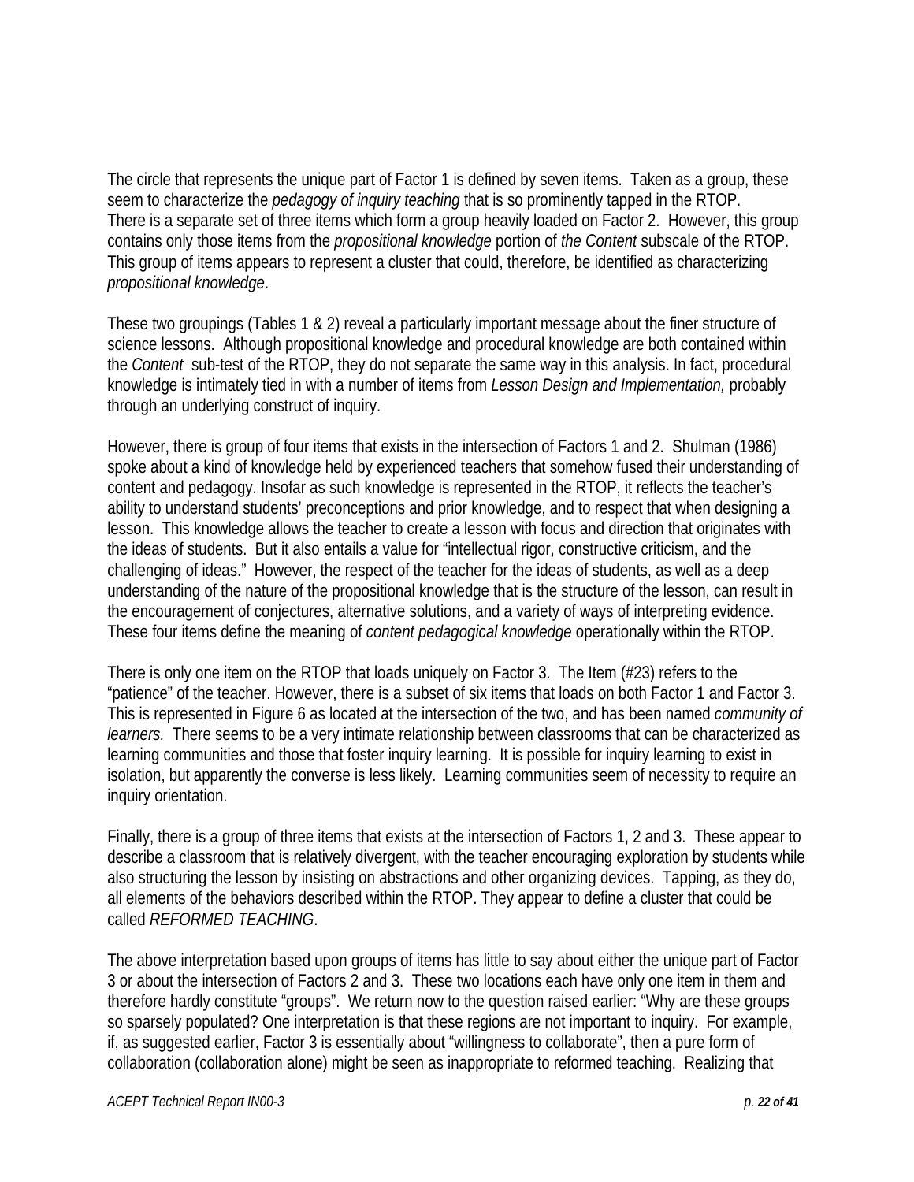The circle that represents the unique part of Factor 1 is defined by seven items. Taken as a group, these seem to characterize the *pedagogy of inquiry teaching* that is so prominently tapped in the RTOP. There is a separate set of three items which form a group heavily loaded on Factor 2. However, this group contains only those items from the *propositional knowledge* portion of *the Content* subscale of the RTOP. This group of items appears to represent a cluster that could, therefore, be identified as characterizing *propositional knowledge*.

These two groupings (Tables 1 & 2) reveal a particularly important message about the finer structure of science lessons. Although propositional knowledge and procedural knowledge are both contained within the *Content* sub-test of the RTOP, they do not separate the same way in this analysis. In fact, procedural knowledge is intimately tied in with a number of items from *Lesson Design and Implementation,* probably through an underlying construct of inquiry.

However, there is group of four items that exists in the intersection of Factors 1 and 2. Shulman (1986) spoke about a kind of knowledge held by experienced teachers that somehow fused their understanding of content and pedagogy. Insofar as such knowledge is represented in the RTOP, it reflects the teacher's ability to understand students' preconceptions and prior knowledge, and to respect that when designing a lesson. This knowledge allows the teacher to create a lesson with focus and direction that originates with the ideas of students. But it also entails a value for "intellectual rigor, constructive criticism, and the challenging of ideas." However, the respect of the teacher for the ideas of students, as well as a deep understanding of the nature of the propositional knowledge that is the structure of the lesson, can result in the encouragement of conjectures, alternative solutions, and a variety of ways of interpreting evidence. These four items define the meaning of *content pedagogical knowledge* operationally within the RTOP.

There is only one item on the RTOP that loads uniquely on Factor 3. The Item (#23) refers to the "patience" of the teacher. However, there is a subset of six items that loads on both Factor 1 and Factor 3. This is represented in Figure 6 as located at the intersection of the two, and has been named *community of learners.* There seems to be a very intimate relationship between classrooms that can be characterized as learning communities and those that foster inquiry learning. It is possible for inquiry learning to exist in isolation, but apparently the converse is less likely. Learning communities seem of necessity to require an inquiry orientation.

Finally, there is a group of three items that exists at the intersection of Factors 1, 2 and 3. These appear to describe a classroom that is relatively divergent, with the teacher encouraging exploration by students while also structuring the lesson by insisting on abstractions and other organizing devices. Tapping, as they do, all elements of the behaviors described within the RTOP. They appear to define a cluster that could be called *REFORMED TEACHING*.

The above interpretation based upon groups of items has little to say about either the unique part of Factor 3 or about the intersection of Factors 2 and 3. These two locations each have only one item in them and therefore hardly constitute "groups". We return now to the question raised earlier: "Why are these groups so sparsely populated? One interpretation is that these regions are not important to inquiry. For example, if, as suggested earlier, Factor 3 is essentially about "willingness to collaborate", then a pure form of collaboration (collaboration alone) might be seen as inappropriate to reformed teaching. Realizing that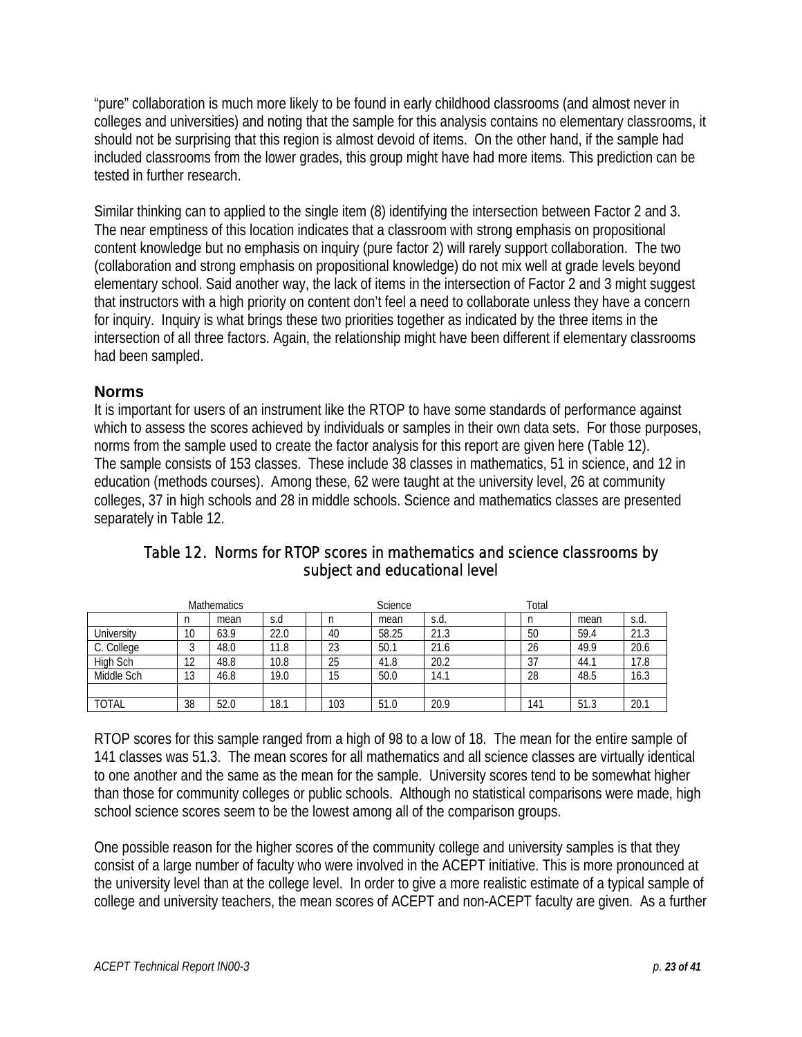"pure" collaboration is much more likely to be found in early childhood classrooms (and almost never in colleges and universities) and noting that the sample for this analysis contains no elementary classrooms, it should not be surprising that this region is almost devoid of items. On the other hand, if the sample had included classrooms from the lower grades, this group might have had more items. This prediction can be tested in further research.

Similar thinking can to applied to the single item (8) identifying the intersection between Factor 2 and 3. The near emptiness of this location indicates that a classroom with strong emphasis on propositional content knowledge but no emphasis on inquiry (pure factor 2) will rarely support collaboration. The two (collaboration and strong emphasis on propositional knowledge) do not mix well at grade levels beyond elementary school. Said another way, the lack of items in the intersection of Factor 2 and 3 might suggest that instructors with a high priority on content don't feel a need to collaborate unless they have a concern for inquiry. Inquiry is what brings these two priorities together as indicated by the three items in the intersection of all three factors. Again, the relationship might have been different if elementary classrooms had been sampled.

## Norms

It is important for users of an instrument like the RTOP to have some standards of performance against which to assess the scores achieved by individuals or samples in their own data sets. For those purposes, norms from the sample used to create the factor analysis for this report are given here (Table 12). The sample consists of 153 classes. These include 38 classes in mathematics, 51 in science, and 12 in education (methods courses). Among these, 62 were taught at the university level, 26 at community colleges, 37 in high schools and 28 in middle schools. Science and mathematics classes are presented separately in Table 12.

Table 12. Norms for RTOP scores in mathematics and science classrooms by subject and educational level

| | Mathematics | | | Science | | | Total | | |
|---|---|---|---|---|---|---|---|---|---|
| | n | mean | s.d | n | mean | s.d. | n | mean | s.d. |
| University | 10 | 63.9 | 22.0 | 40 | 58.25 | 21.3 | 50 | 59.4 | 21.3 |
| C. College | 3 | 48.0 | 11.8 | 23 | 50.1 | 21.6 | 26 | 49.9 | 20.6 |
| High Sch | 12 | 48.8 | 10.8 | 25 | 41.8 | 20.2 | 37 | 44.1 | 17.8 |
| Middle Sch | 13 | 46.8 | 19.0 | 15 | 50.0 | 14.1 | 28 | 48.5 | 16.3 |
| | | | | | | | | | |
| TOTAL | 38 | 52.0 | 18.1 | 103 | 51.0 | 20.9 | 141 | 51.3 | 20.1 |

RTOP scores for this sample ranged from a high of 98 to a low of 18. The mean for the entire sample of 141 classes was 51.3. The mean scores for all mathematics and all science classes are virtually identical to one another and the same as the mean for the sample. University scores tend to be somewhat higher than those for community colleges or public schools. Although no statistical comparisons were made, high school science scores seem to be the lowest among all of the comparison groups.

One possible reason for the higher scores of the community college and university samples is that they consist of a large number of faculty who were involved in the ACEPT initiative. This is more pronounced at the university level than at the college level. In order to give a more realistic estimate of a typical sample of college and university teachers, the mean scores of ACEPT and non-ACEPT faculty are given. As a further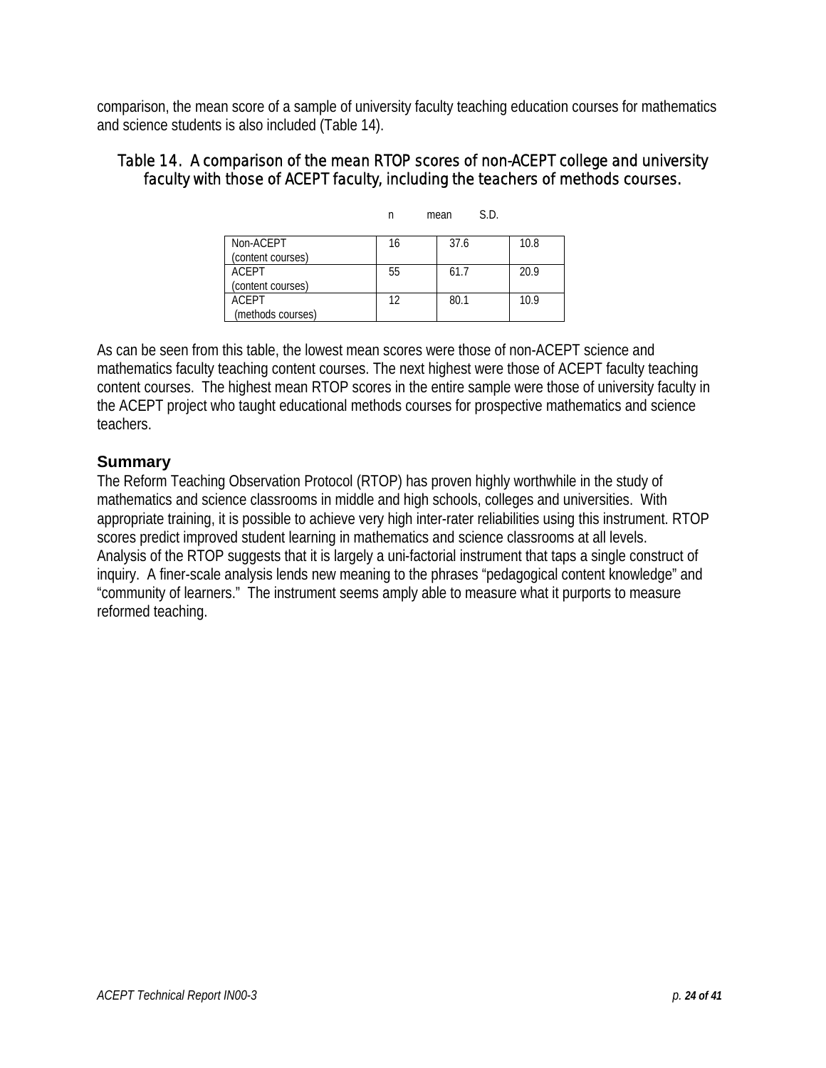comparison, the mean score of a sample of university faculty teaching education courses for mathematics and science students is also included (Table 14).

### Table 14. A comparison of the mean RTOP scores of non-ACEPT college and university faculty with those of ACEPT faculty, including the teachers of methods courses.

| | n | mean | S.D. |
|---|---|---|---|
| Non-ACEPT (content courses) | 16 | 37.6 | 10.8 |
| ACEPT (content courses) | 55 | 61.7 | 20.9 |
| ACEPT (methods courses) | 12 | 80.1 | 10.9 |

As can be seen from this table, the lowest mean scores were those of non-ACEPT science and mathematics faculty teaching content courses. The next highest were those of ACEPT faculty teaching content courses. The highest mean RTOP scores in the entire sample were those of university faculty in the ACEPT project who taught educational methods courses for prospective mathematics and science teachers.

## Summary

The Reform Teaching Observation Protocol (RTOP) has proven highly worthwhile in the study of mathematics and science classrooms in middle and high schools, colleges and universities. With appropriate training, it is possible to achieve very high inter-rater reliabilities using this instrument. RTOP scores predict improved student learning in mathematics and science classrooms at all levels. Analysis of the RTOP suggests that it is largely a uni-factorial instrument that taps a single construct of inquiry. A finer-scale analysis lends new meaning to the phrases "pedagogical content knowledge" and "community of learners." The instrument seems amply able to measure what it purports to measure reformed teaching.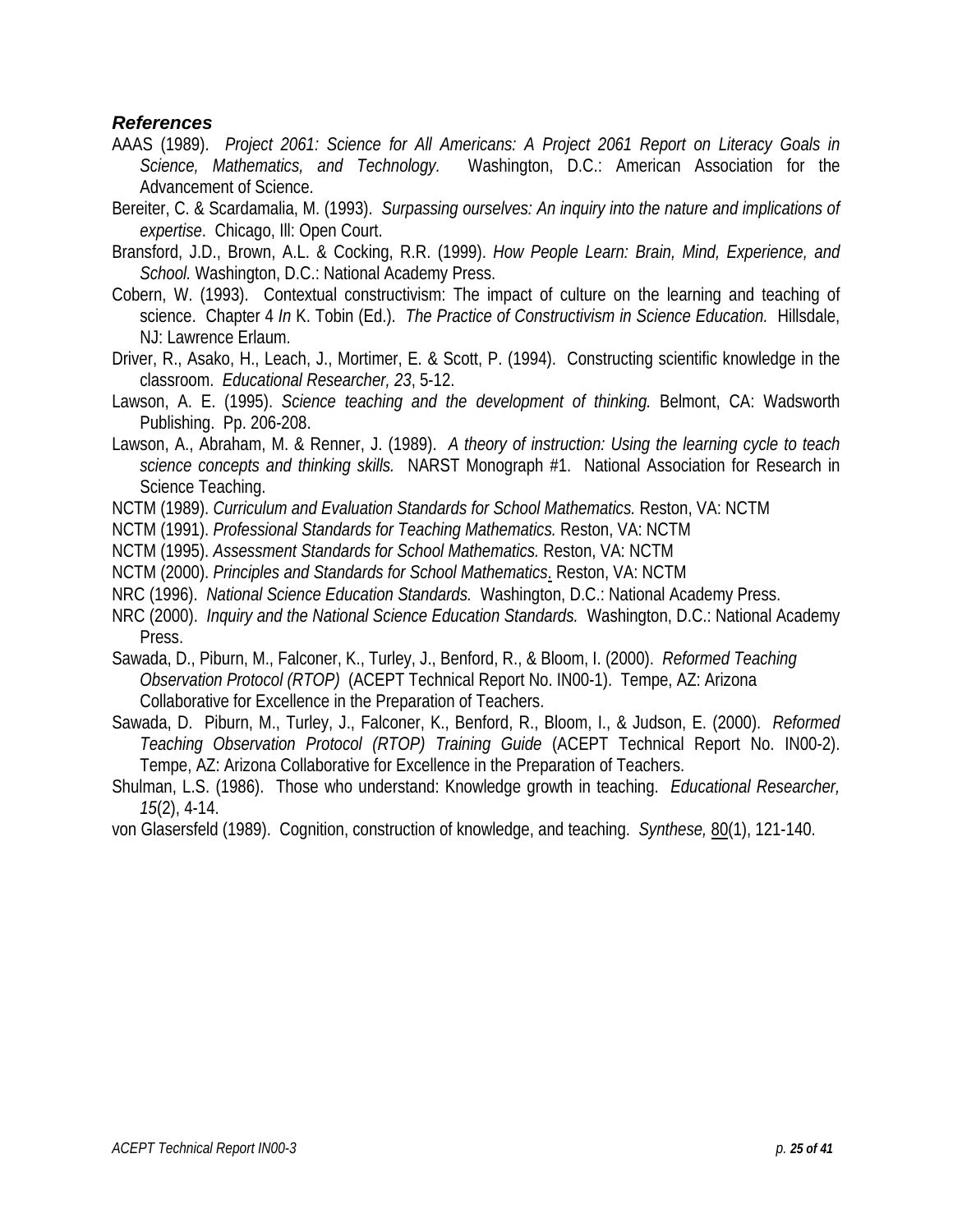### *References*

AAAS (1989). *Project 2061: Science for All Americans: A Project 2061 Report on Literacy Goals in Science, Mathematics, and Technology.* Washington, D.C.: American Association for the Advancement of Science.

Bereiter, C. & Scardamalia, M. (1993). *Surpassing ourselves: An inquiry into the nature and implications of expertise*. Chicago, Ill: Open Court.

Bransford, J.D., Brown, A.L. & Cocking, R.R. (1999). *How People Learn: Brain, Mind, Experience, and School.* Washington, D.C.: National Academy Press.

Cobern, W. (1993). Contextual constructivism: The impact of culture on the learning and teaching of science. Chapter 4 *In* K. Tobin (Ed.). *The Practice of Constructivism in Science Education.* Hillsdale, NJ: Lawrence Erlaum.

Driver, R., Asako, H., Leach, J., Mortimer, E. & Scott, P. (1994). Constructing scientific knowledge in the classroom. *Educational Researcher, 23*, 5-12.

Lawson, A. E. (1995). *Science teaching and the development of thinking.* Belmont, CA: Wadsworth Publishing. Pp. 206-208.

Lawson, A., Abraham, M. & Renner, J. (1989). *A theory of instruction: Using the learning cycle to teach science concepts and thinking skills.* NARST Monograph #1. National Association for Research in Science Teaching.

NCTM (1989). *Curriculum and Evaluation Standards for School Mathematics.* Reston, VA: NCTM

NCTM (1991). *Professional Standards for Teaching Mathematics.* Reston, VA: NCTM

NCTM (1995). *Assessment Standards for School Mathematics.* Reston, VA: NCTM

NCTM (2000). *Principles and Standards for School Mathematics*. Reston, VA: NCTM

NRC (1996). *National Science Education Standards.* Washington, D.C.: National Academy Press.

NRC (2000). *Inquiry and the National Science Education Standards.* Washington, D.C.: National Academy Press.

Sawada, D., Piburn, M., Falconer, K., Turley, J., Benford, R., & Bloom, I. (2000). *Reformed Teaching Observation Protocol (RTOP)* (ACEPT Technical Report No. IN00-1). Tempe, AZ: Arizona Collaborative for Excellence in the Preparation of Teachers.

Sawada, D. Piburn, M., Turley, J., Falconer, K., Benford, R., Bloom, I., & Judson, E. (2000). *Reformed Teaching Observation Protocol (RTOP) Training Guide* (ACEPT Technical Report No. IN00-2). Tempe, AZ: Arizona Collaborative for Excellence in the Preparation of Teachers.

Shulman, L.S. (1986). Those who understand: Knowledge growth in teaching. *Educational Researcher, 15*(2), 4-14.

von Glasersfeld (1989). Cognition, construction of knowledge, and teaching. *Synthese,* 80(1), 121-140.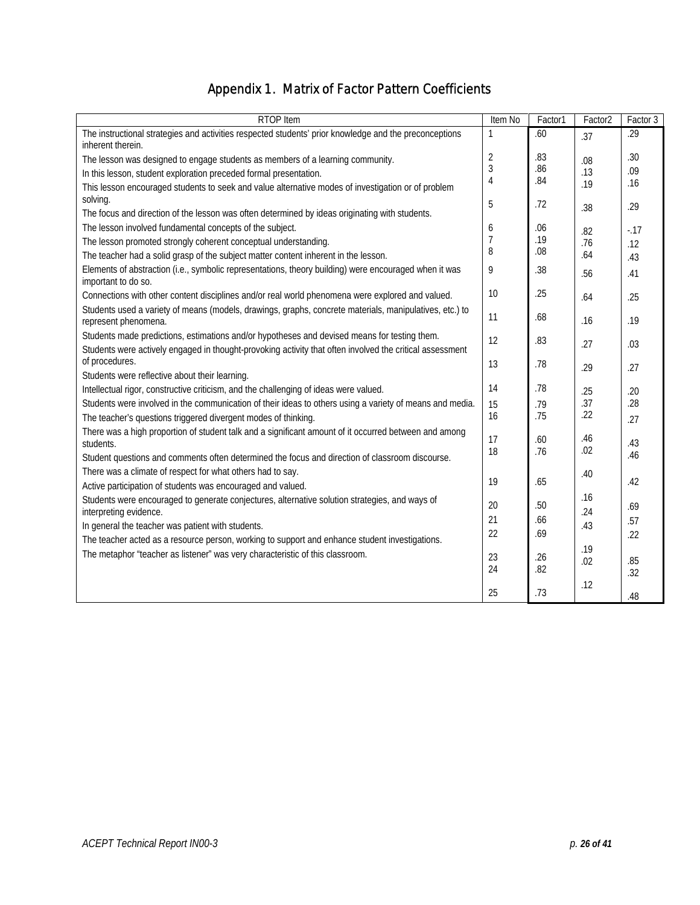# Appendix 1. Matrix of Factor Pattern Coefficients

| RTOP Item | Item No | Factor1 | Factor2 | Factor 3 |
|---|---|---|---|---|
| The instructional strategies and activities respected students' prior knowledge and the preconceptions inherent therein. | 1 | .60 | .37 | .29 |
| The lesson was designed to engage students as members of a learning community. | 2 | .83 | .08 | .30 |
| In this lesson, student exploration preceded formal presentation. | 3 | .86 | .13 | .09 |
| This lesson encouraged students to seek and value alternative modes of investigation or of problem solving. | 4 | .84 | .19 | .16 |
| The focus and direction of the lesson was often determined by ideas originating with students. | 5 | .72 | .38 | .29 |
| The lesson involved fundamental concepts of the subject. | 6 | .06 | .82 | -.17 |
| The lesson promoted strongly coherent conceptual understanding. | 7 | .19 | .76 | .12 |
| The teacher had a solid grasp of the subject matter content inherent in the lesson. | 8 | .08 | .64 | .43 |
| Elements of abstraction (i.e., symbolic representations, theory building) were encouraged when it was important to do so. | 9 | .38 | .56 | .41 |
| Connections with other content disciplines and/or real world phenomena were explored and valued. | 10 | .25 | .64 | .25 |
| Students used a variety of means (models, drawings, graphs, concrete materials, manipulatives, etc.) to represent phenomena. | 11 | .68 | .16 | .19 |
| Students made predictions, estimations and/or hypotheses and devised means for testing them. | 12 | .83 | .27 | .03 |
| Students were actively engaged in thought-provoking activity that often involved the critical assessment of procedures. | 13 | .78 | .29 | .27 |
| Students were reflective about their learning. | 14 | .78 | .25 | .20 |
| Intellectual rigor, constructive criticism, and the challenging of ideas were valued. | 15 | .79 | .37 | .28 |
| Students were involved in the communication of their ideas to others using a variety of means and media. | 16 | .75 | .22 | .27 |
| The teacher's questions triggered divergent modes of thinking. | 17 | .60 | .46 | .43 |
| There was a high proportion of student talk and a significant amount of it occurred between and among students. | 18 | .76 | .02 | .46 |
| Student questions and comments often determined the focus and direction of classroom discourse. | 19 | .65 | .40 | .42 |
| There was a climate of respect for what others had to say. | 20 | .50 | .16 | .69 |
| Active participation of students was encouraged and valued. | 21 | .66 | .24 | .57 |
| Students were encouraged to generate conjectures, alternative solution strategies, and ways of interpreting evidence. | 22 | .69 | .43 | .22 |
| In general the teacher was patient with students. | 23 | .26 | .19 | .85 |
| The teacher acted as a resource person, working to support and enhance student investigations. | 24 | .82 | .02 | .32 |
| The metaphor "teacher as listener" was very characteristic of this classroom. | 25 | .73 | .12 | .48 |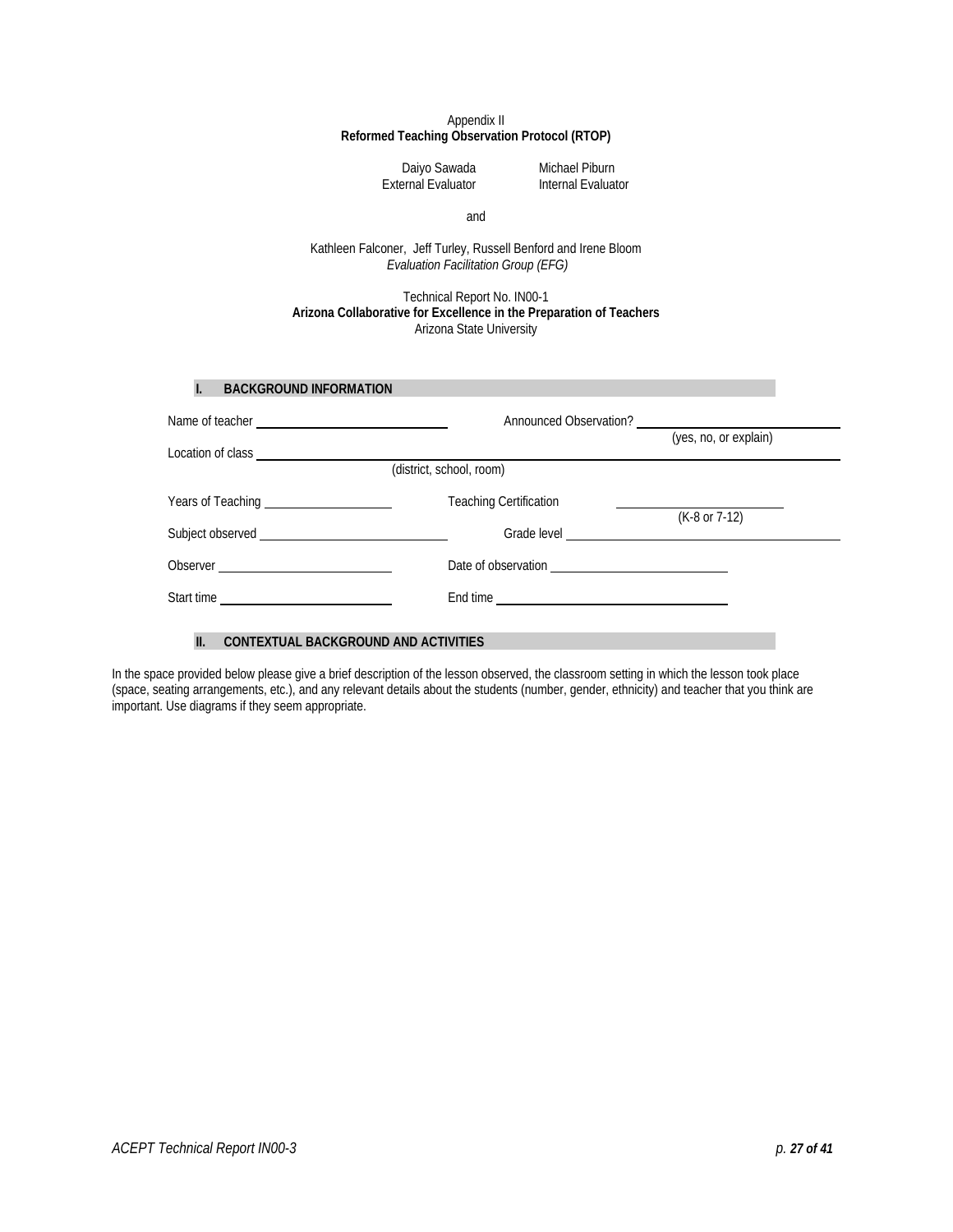Appendix II

**Reformed Teaching Observation Protocol (RTOP)**

Daiyo Sawada  
External Evaluator

Michael Piburn  
Internal Evaluator

and

Kathleen Falconer, Jeff Turley, Russell Benford and Irene Bloom  
*Evaluation Facilitation Group (EFG)*

Technical Report No. IN00-1  
**Arizona Collaborative for Excellence in the Preparation of Teachers**  
Arizona State University

## I. BACKGROUND INFORMATION

Name of teacher ______________________ Announced Observation? ______________________ (yes, no, or explain)

Location of class ______________________________________________ (district, school, room)

Years of Teaching ______________ Teaching Certification ______________ (K-8 or 7-12)

Subject observed ______________________ Grade level ______________________

Observer ______________________ Date of observation ______________________

Start time ______________________ End time ______________________

## II. CONTEXTUAL BACKGROUND AND ACTIVITIES

In the space provided below please give a brief description of the lesson observed, the classroom setting in which the lesson took place (space, seating arrangements, etc.), and any relevant details about the students (number, gender, ethnicity) and teacher that you think are important. Use diagrams if they seem appropriate.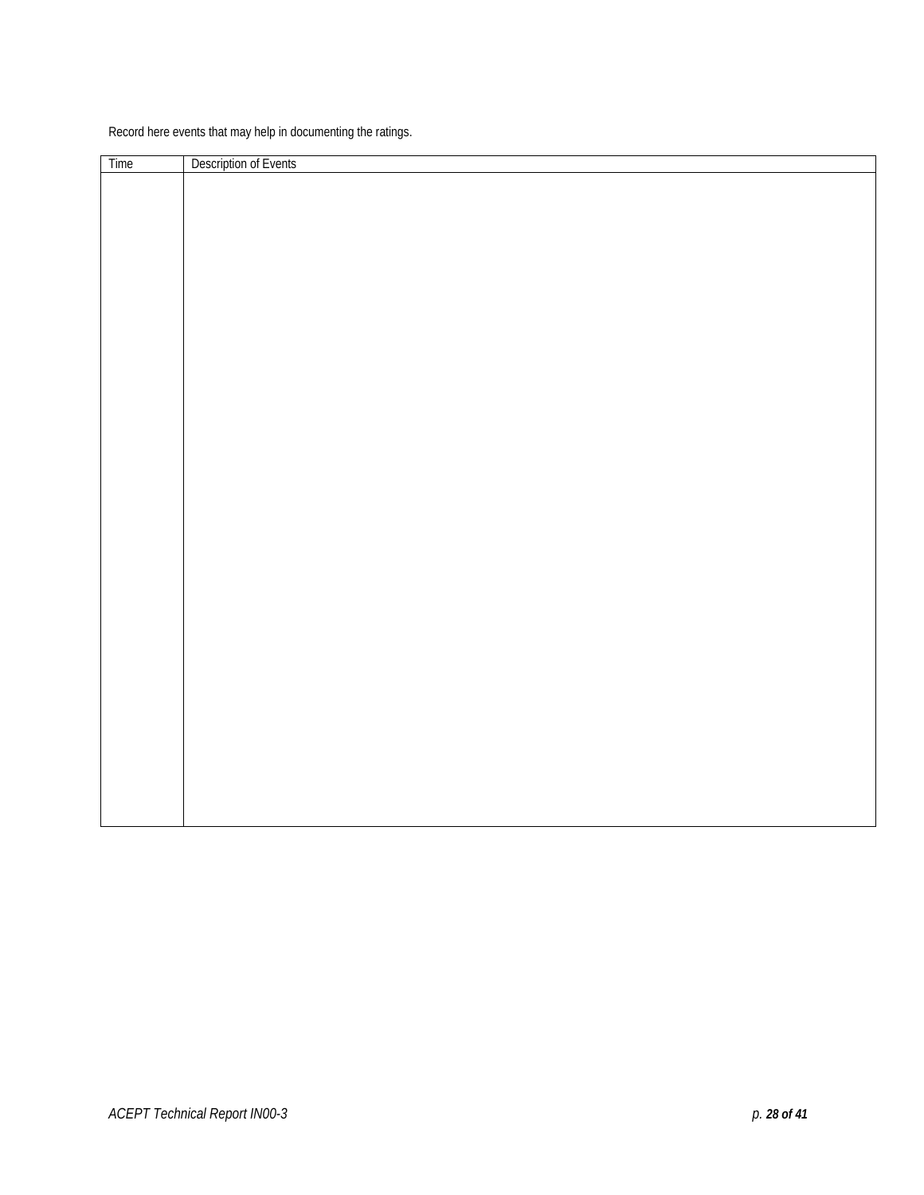Record here events that may help in documenting the ratings.

| Time | Description of Events |
|---|---|
| | |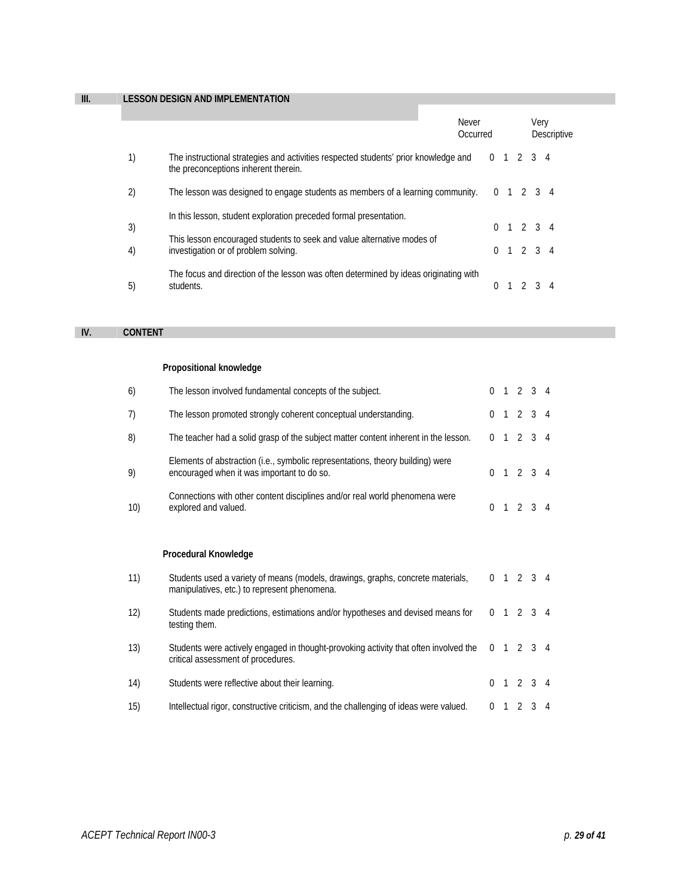## III. LESSON DESIGN AND IMPLEMENTATION

| | | Never Occurred | | | | Very Descriptive |
|---|---|---|---|---|---|---|
| 1) | The instructional strategies and activities respected students' prior knowledge and the preconceptions inherent therein. | 0 | 1 | 2 | 3 | 4 |
| 2) | The lesson was designed to engage students as members of a learning community. | 0 | 1 | 2 | 3 | 4 |
| 3) | In this lesson, student exploration preceded formal presentation. | 0 | 1 | 2 | 3 | 4 |
| 4) | This lesson encouraged students to seek and value alternative modes of investigation or of problem solving. | 0 | 1 | 2 | 3 | 4 |
| 5) | The focus and direction of the lesson was often determined by ideas originating with students. | 0 | 1 | 2 | 3 | 4 |

## IV. CONTENT

### Propositional knowledge

| | | | | | | |
|---|---|---|---|---|---|---|
| 6) | The lesson involved fundamental concepts of the subject. | 0 | 1 | 2 | 3 | 4 |
| 7) | The lesson promoted strongly coherent conceptual understanding. | 0 | 1 | 2 | 3 | 4 |
| 8) | The teacher had a solid grasp of the subject matter content inherent in the lesson. | 0 | 1 | 2 | 3 | 4 |
| 9) | Elements of abstraction (i.e., symbolic representations, theory building) were encouraged when it was important to do so. | 0 | 1 | 2 | 3 | 4 |
| 10) | Connections with other content disciplines and/or real world phenomena were explored and valued. | 0 | 1 | 2 | 3 | 4 |

### Procedural Knowledge

| | | | | | | |
|---|---|---|---|---|---|---|
| 11) | Students used a variety of means (models, drawings, graphs, concrete materials, manipulatives, etc.) to represent phenomena. | 0 | 1 | 2 | 3 | 4 |
| 12) | Students made predictions, estimations and/or hypotheses and devised means for testing them. | 0 | 1 | 2 | 3 | 4 |
| 13) | Students were actively engaged in thought-provoking activity that often involved the critical assessment of procedures. | 0 | 1 | 2 | 3 | 4 |
| 14) | Students were reflective about their learning. | 0 | 1 | 2 | 3 | 4 |
| 15) | Intellectual rigor, constructive criticism, and the challenging of ideas were valued. | 0 | 1 | 2 | 3 | 4 |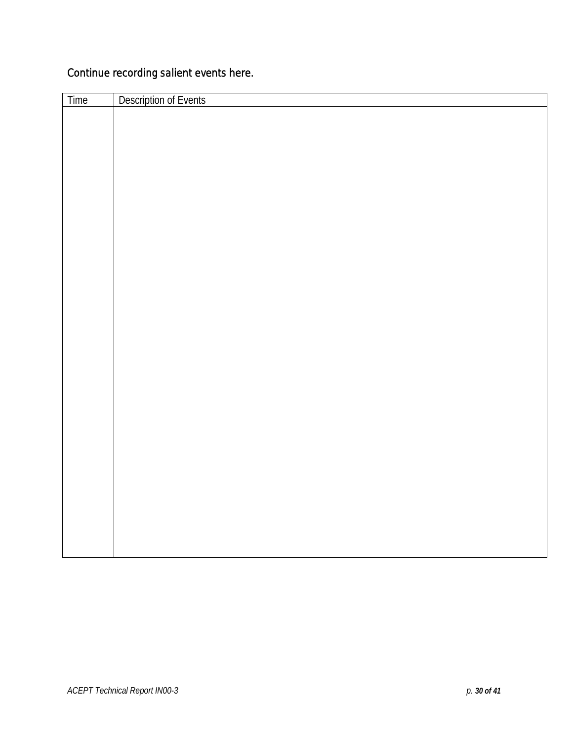Continue recording salient events here.

| Time | Description of Events |
| --- | --- |
| | |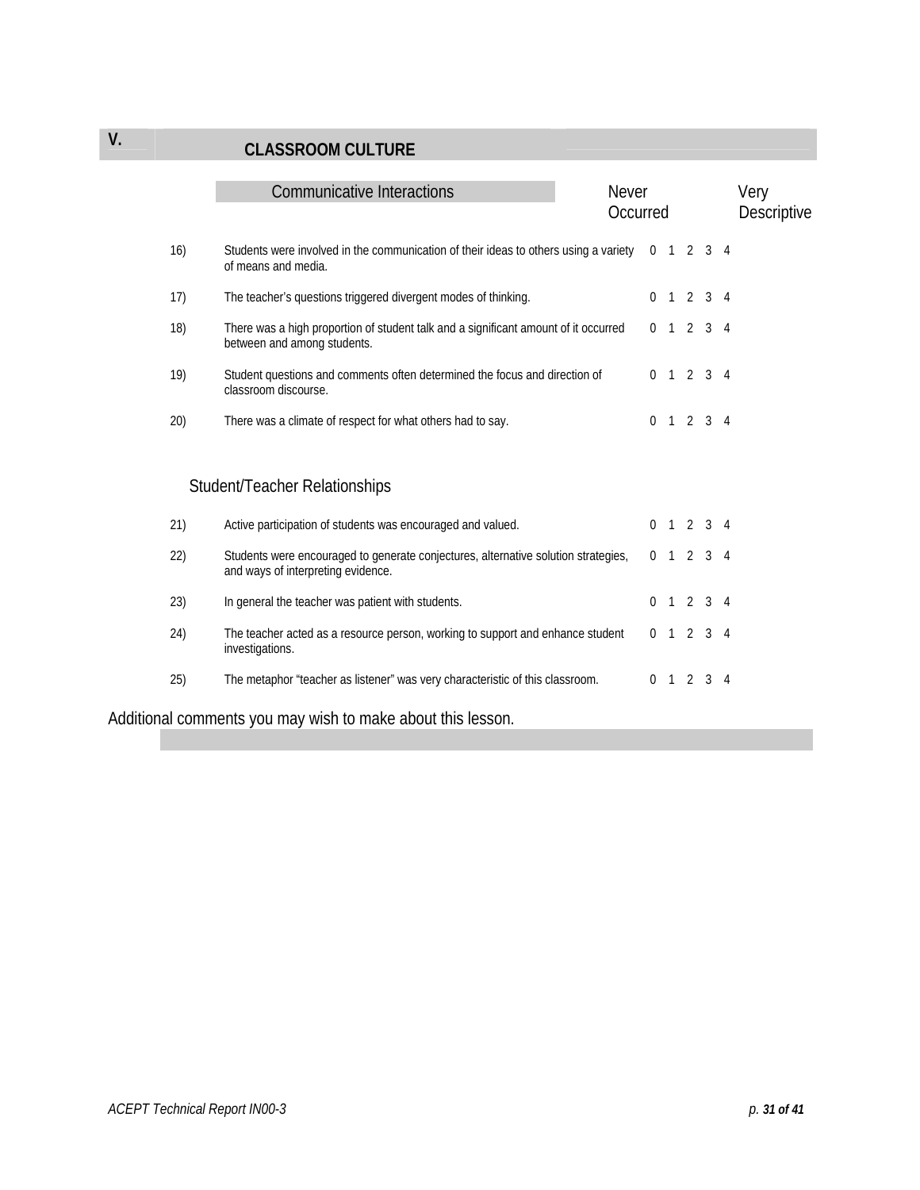## V. CLASSROOM CULTURE

### Communicative Interactions

| | | Never Occurred | | | | Very Descriptive |
|---|---|---|---|---|---|---|
| 16) | Students were involved in the communication of their ideas to others using a variety of means and media. | 0 | 1 | 2 | 3 | 4 |
| 17) | The teacher's questions triggered divergent modes of thinking. | 0 | 1 | 2 | 3 | 4 |
| 18) | There was a high proportion of student talk and a significant amount of it occurred between and among students. | 0 | 1 | 2 | 3 | 4 |
| 19) | Student questions and comments often determined the focus and direction of classroom discourse. | 0 | 1 | 2 | 3 | 4 |
| 20) | There was a climate of respect for what others had to say. | 0 | 1 | 2 | 3 | 4 |

### Student/Teacher Relationships

| | | | | | | |
|---|---|---|---|---|---|---|
| 21) | Active participation of students was encouraged and valued. | 0 | 1 | 2 | 3 | 4 |
| 22) | Students were encouraged to generate conjectures, alternative solution strategies, and ways of interpreting evidence. | 0 | 1 | 2 | 3 | 4 |
| 23) | In general the teacher was patient with students. | 0 | 1 | 2 | 3 | 4 |
| 24) | The teacher acted as a resource person, working to support and enhance student investigations. | 0 | 1 | 2 | 3 | 4 |
| 25) | The metaphor "teacher as listener" was very characteristic of this classroom. | 0 | 1 | 2 | 3 | 4 |

Additional comments you may wish to make about this lesson.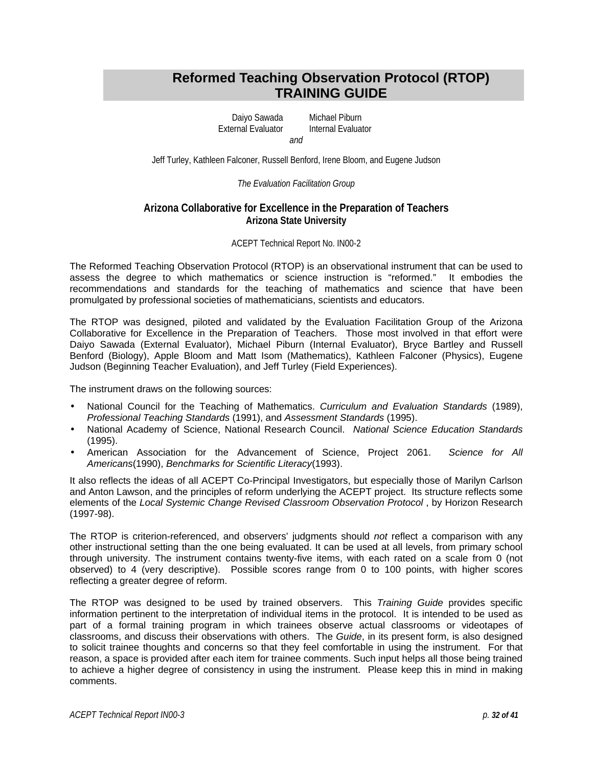# Reformed Teaching Observation Protocol (RTOP) TRAINING GUIDE

Daiyo Sawada — External Evaluator
Michael Piburn — Internal Evaluator

*and*

Jeff Turley, Kathleen Falconer, Russell Benford, Irene Bloom, and Eugene Judson

*The Evaluation Facilitation Group*

**Arizona Collaborative for Excellence in the Preparation of Teachers**
**Arizona State University**

ACEPT Technical Report No. IN00-2

The Reformed Teaching Observation Protocol (RTOP) is an observational instrument that can be used to assess the degree to which mathematics or science instruction is "reformed." It embodies the recommendations and standards for the teaching of mathematics and science that have been promulgated by professional societies of mathematicians, scientists and educators.

The RTOP was designed, piloted and validated by the Evaluation Facilitation Group of the Arizona Collaborative for Excellence in the Preparation of Teachers. Those most involved in that effort were Daiyo Sawada (External Evaluator), Michael Piburn (Internal Evaluator), Bryce Bartley and Russell Benford (Biology), Apple Bloom and Matt Isom (Mathematics), Kathleen Falconer (Physics), Eugene Judson (Beginning Teacher Evaluation), and Jeff Turley (Field Experiences).

The instrument draws on the following sources:

- National Council for the Teaching of Mathematics. *Curriculum and Evaluation Standards* (1989), *Professional Teaching Standards* (1991), and *Assessment Standards* (1995).
- National Academy of Science, National Research Council. *National Science Education Standards* (1995).
- American Association for the Advancement of Science, Project 2061. *Science for All Americans*(1990), *Benchmarks for Scientific Literacy*(1993).

It also reflects the ideas of all ACEPT Co-Principal Investigators, but especially those of Marilyn Carlson and Anton Lawson, and the principles of reform underlying the ACEPT project. Its structure reflects some elements of the *Local Systemic Change Revised Classroom Observation Protocol* , by Horizon Research (1997-98).

The RTOP is criterion-referenced, and observers' judgments should *not* reflect a comparison with any other instructional setting than the one being evaluated. It can be used at all levels, from primary school through university. The instrument contains twenty-five items, with each rated on a scale from 0 (not observed) to 4 (very descriptive). Possible scores range from 0 to 100 points, with higher scores reflecting a greater degree of reform.

The RTOP was designed to be used by trained observers. This *Training Guide* provides specific information pertinent to the interpretation of individual items in the protocol. It is intended to be used as part of a formal training program in which trainees observe actual classrooms or videotapes of classrooms, and discuss their observations with others. The *Guide*, in its present form, is also designed to solicit trainee thoughts and concerns so that they feel comfortable in using the instrument. For that reason, a space is provided after each item for trainee comments. Such input helps all those being trained to achieve a higher degree of consistency in using the instrument. Please keep this in mind in making comments.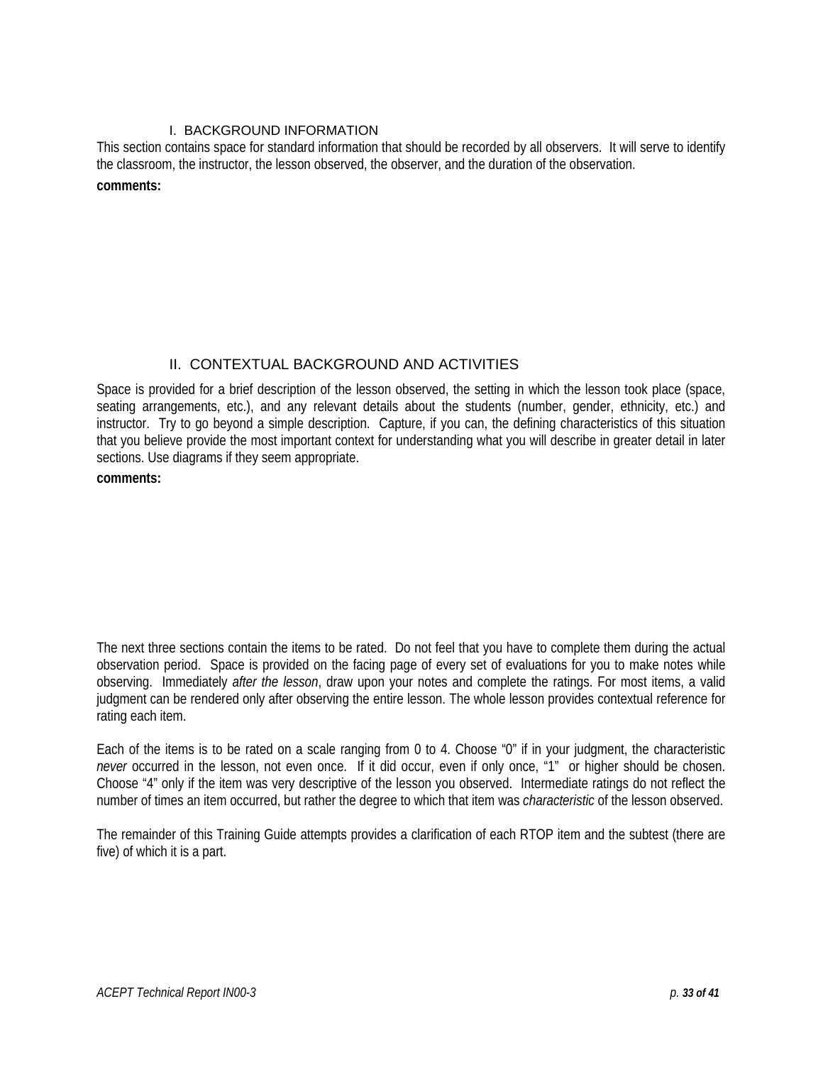## I. BACKGROUND INFORMATION

This section contains space for standard information that should be recorded by all observers. It will serve to identify the classroom, the instructor, the lesson observed, the observer, and the duration of the observation.

**comments:**

## II. CONTEXTUAL BACKGROUND AND ACTIVITIES

Space is provided for a brief description of the lesson observed, the setting in which the lesson took place (space, seating arrangements, etc.), and any relevant details about the students (number, gender, ethnicity, etc.) and instructor. Try to go beyond a simple description. Capture, if you can, the defining characteristics of this situation that you believe provide the most important context for understanding what you will describe in greater detail in later sections. Use diagrams if they seem appropriate.

**comments:**

The next three sections contain the items to be rated. Do not feel that you have to complete them during the actual observation period. Space is provided on the facing page of every set of evaluations for you to make notes while observing. Immediately *after the lesson*, draw upon your notes and complete the ratings. For most items, a valid judgment can be rendered only after observing the entire lesson. The whole lesson provides contextual reference for rating each item.

Each of the items is to be rated on a scale ranging from 0 to 4. Choose "0" if in your judgment, the characteristic *never* occurred in the lesson, not even once. If it did occur, even if only once, "1" or higher should be chosen. Choose "4" only if the item was very descriptive of the lesson you observed. Intermediate ratings do not reflect the number of times an item occurred, but rather the degree to which that item was *characteristic* of the lesson observed.

The remainder of this Training Guide attempts provides a clarification of each RTOP item and the subtest (there are five) of which it is a part.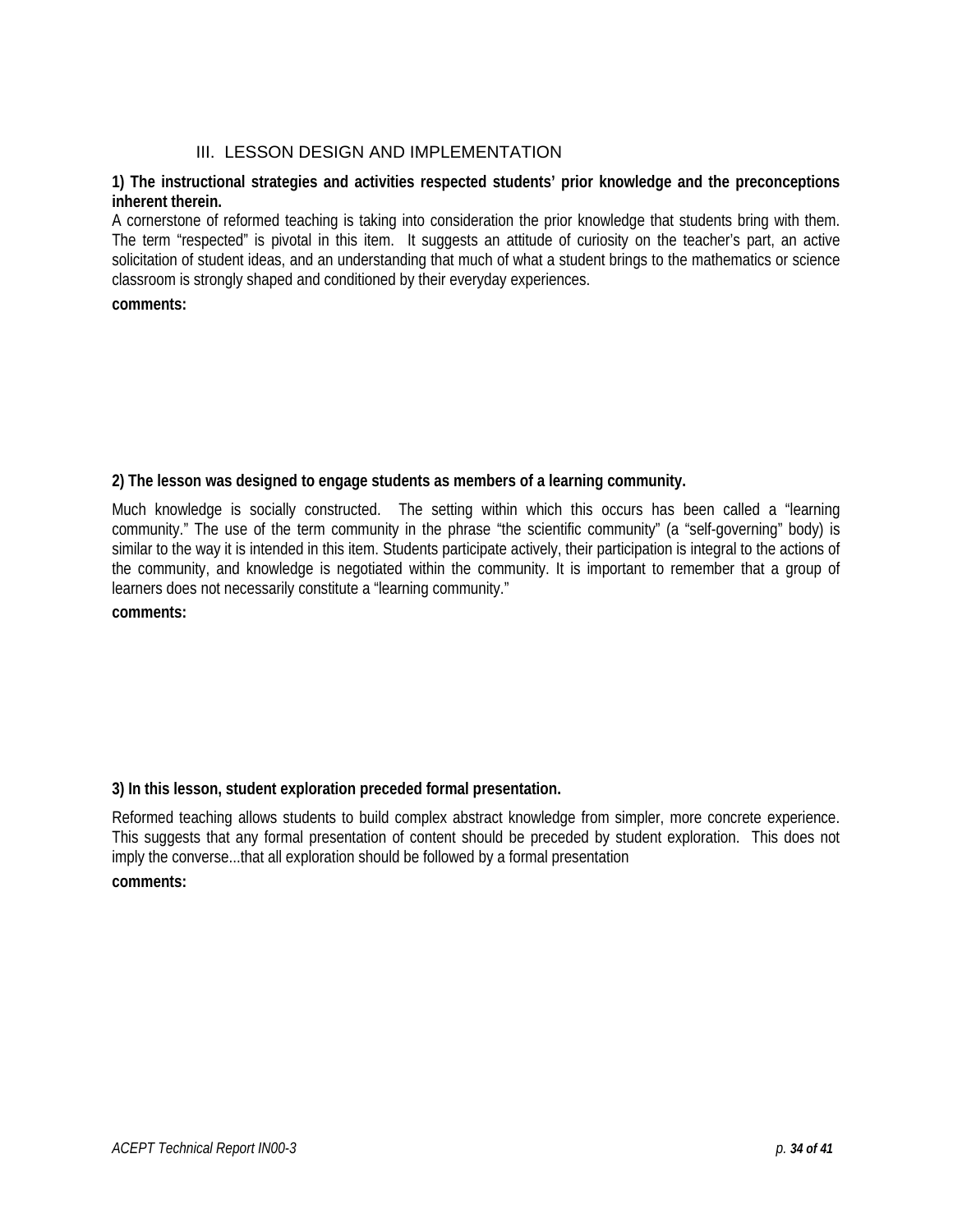## III. LESSON DESIGN AND IMPLEMENTATION

**1) The instructional strategies and activities respected students' prior knowledge and the preconceptions inherent therein.**

A cornerstone of reformed teaching is taking into consideration the prior knowledge that students bring with them. The term "respected" is pivotal in this item. It suggests an attitude of curiosity on the teacher's part, an active solicitation of student ideas, and an understanding that much of what a student brings to the mathematics or science classroom is strongly shaped and conditioned by their everyday experiences.

**comments:**

**2) The lesson was designed to engage students as members of a learning community.**

Much knowledge is socially constructed. The setting within which this occurs has been called a "learning community." The use of the term community in the phrase "the scientific community" (a "self-governing" body) is similar to the way it is intended in this item. Students participate actively, their participation is integral to the actions of the community, and knowledge is negotiated within the community. It is important to remember that a group of learners does not necessarily constitute a "learning community."

**comments:**

**3) In this lesson, student exploration preceded formal presentation.**

Reformed teaching allows students to build complex abstract knowledge from simpler, more concrete experience. This suggests that any formal presentation of content should be preceded by student exploration. This does not imply the converse...that all exploration should be followed by a formal presentation

**comments:**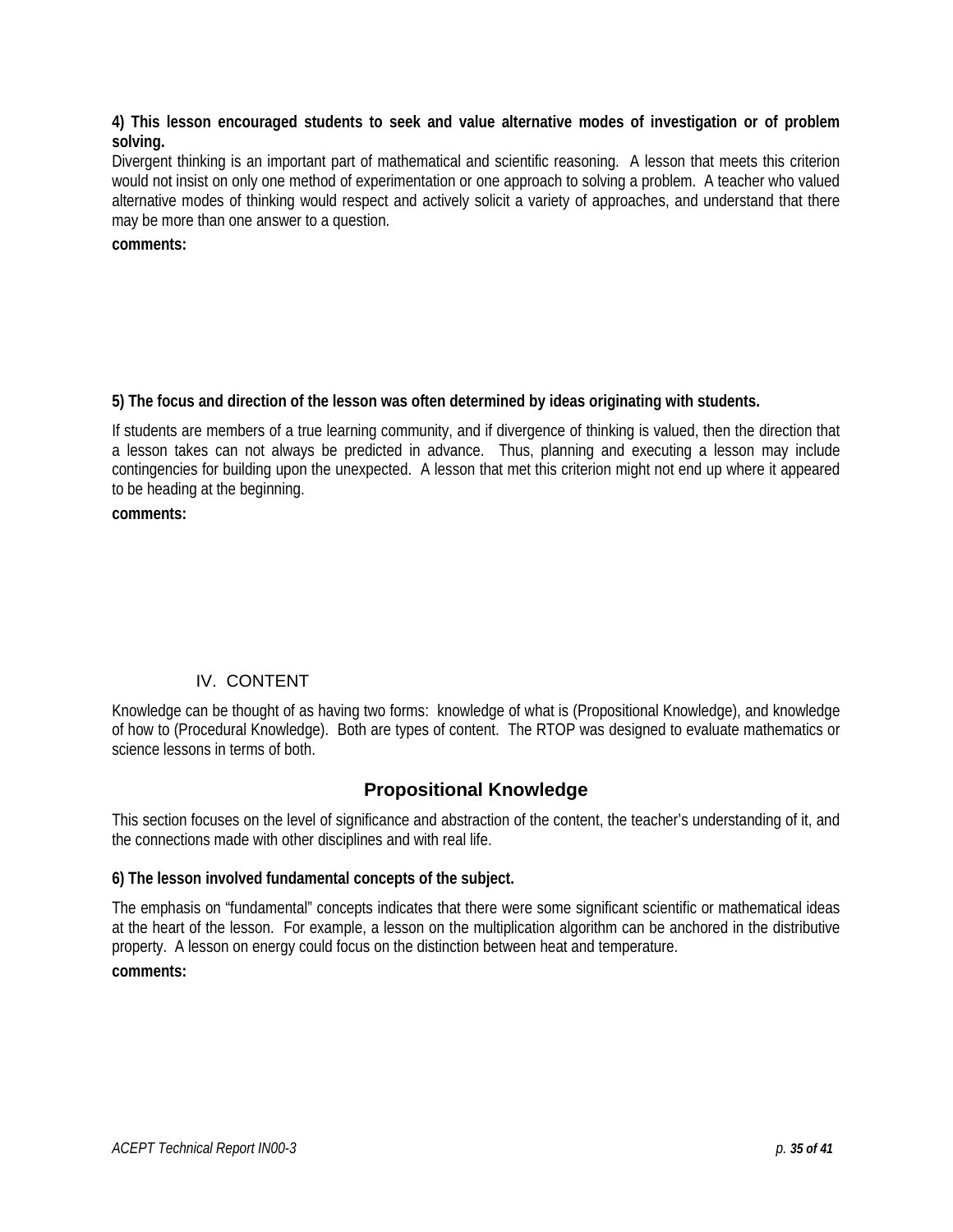**4) This lesson encouraged students to seek and value alternative modes of investigation or of problem solving.**

Divergent thinking is an important part of mathematical and scientific reasoning. A lesson that meets this criterion would not insist on only one method of experimentation or one approach to solving a problem. A teacher who valued alternative modes of thinking would respect and actively solicit a variety of approaches, and understand that there may be more than one answer to a question.

**comments:**

**5) The focus and direction of the lesson was often determined by ideas originating with students.**

If students are members of a true learning community, and if divergence of thinking is valued, then the direction that a lesson takes can not always be predicted in advance. Thus, planning and executing a lesson may include contingencies for building upon the unexpected. A lesson that met this criterion might not end up where it appeared to be heading at the beginning.

**comments:**

## IV. CONTENT

Knowledge can be thought of as having two forms: knowledge of what is (Propositional Knowledge), and knowledge of how to (Procedural Knowledge). Both are types of content. The RTOP was designed to evaluate mathematics or science lessons in terms of both.

### Propositional Knowledge

This section focuses on the level of significance and abstraction of the content, the teacher's understanding of it, and the connections made with other disciplines and with real life.

**6) The lesson involved fundamental concepts of the subject.**

The emphasis on "fundamental" concepts indicates that there were some significant scientific or mathematical ideas at the heart of the lesson. For example, a lesson on the multiplication algorithm can be anchored in the distributive property. A lesson on energy could focus on the distinction between heat and temperature.

**comments:**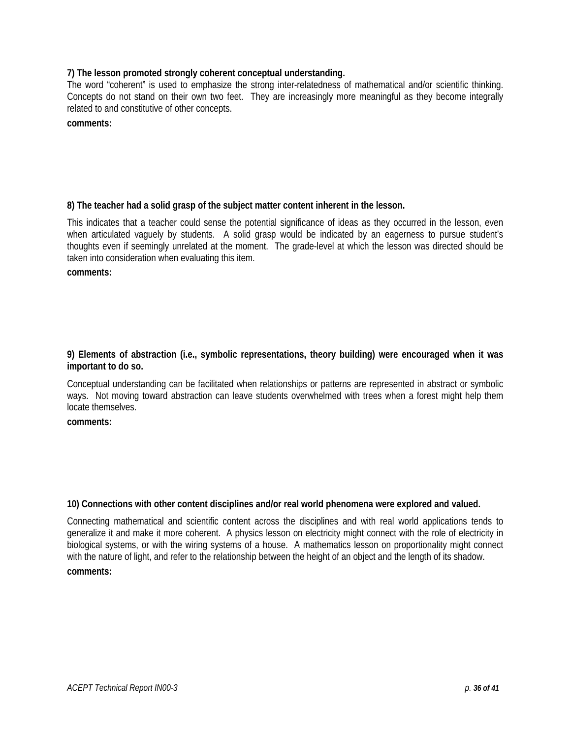**7) The lesson promoted strongly coherent conceptual understanding.**

The word "coherent" is used to emphasize the strong inter-relatedness of mathematical and/or scientific thinking. Concepts do not stand on their own two feet. They are increasingly more meaningful as they become integrally related to and constitutive of other concepts.

**comments:**

**8) The teacher had a solid grasp of the subject matter content inherent in the lesson.**

This indicates that a teacher could sense the potential significance of ideas as they occurred in the lesson, even when articulated vaguely by students. A solid grasp would be indicated by an eagerness to pursue student's thoughts even if seemingly unrelated at the moment. The grade-level at which the lesson was directed should be taken into consideration when evaluating this item.

**comments:**

**9) Elements of abstraction (i.e., symbolic representations, theory building) were encouraged when it was important to do so.**

Conceptual understanding can be facilitated when relationships or patterns are represented in abstract or symbolic ways. Not moving toward abstraction can leave students overwhelmed with trees when a forest might help them locate themselves.

**comments:**

**10) Connections with other content disciplines and/or real world phenomena were explored and valued.**

Connecting mathematical and scientific content across the disciplines and with real world applications tends to generalize it and make it more coherent. A physics lesson on electricity might connect with the role of electricity in biological systems, or with the wiring systems of a house. A mathematics lesson on proportionality might connect with the nature of light, and refer to the relationship between the height of an object and the length of its shadow.

**comments:**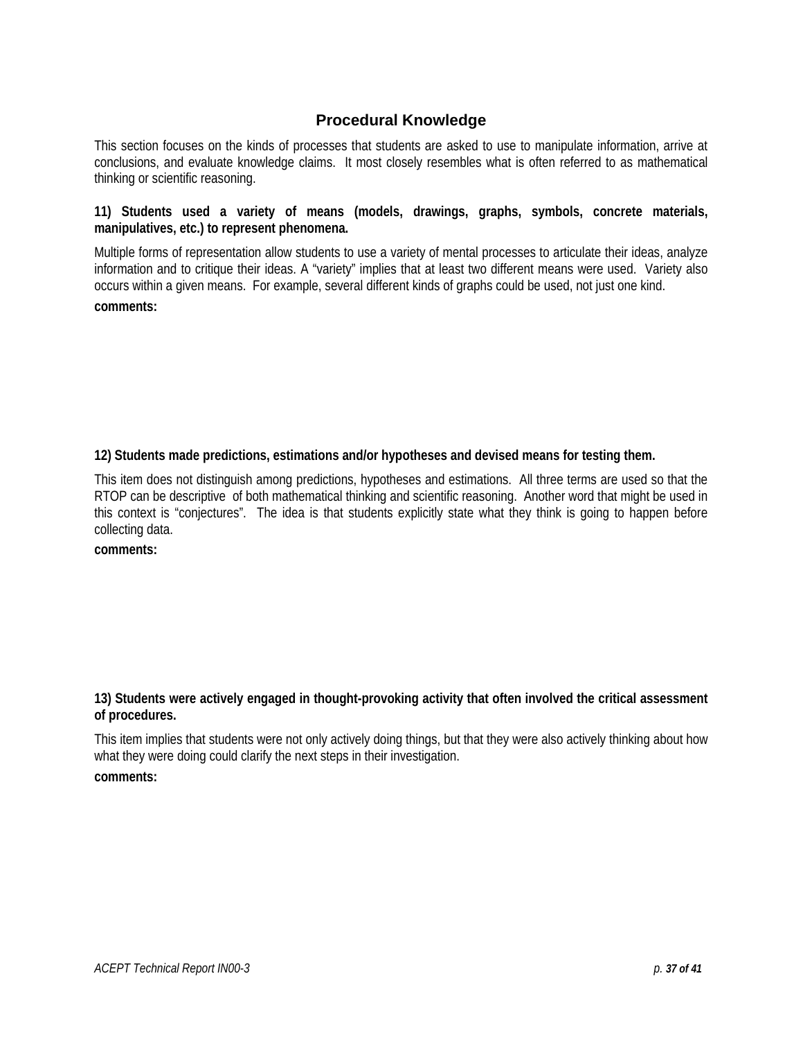## Procedural Knowledge

This section focuses on the kinds of processes that students are asked to use to manipulate information, arrive at conclusions, and evaluate knowledge claims. It most closely resembles what is often referred to as mathematical thinking or scientific reasoning.

**11) Students used a variety of means (models, drawings, graphs, symbols, concrete materials, manipulatives, etc.) to represent phenomena.**

Multiple forms of representation allow students to use a variety of mental processes to articulate their ideas, analyze information and to critique their ideas. A "variety" implies that at least two different means were used. Variety also occurs within a given means. For example, several different kinds of graphs could be used, not just one kind.

**comments:**

**12) Students made predictions, estimations and/or hypotheses and devised means for testing them.**

This item does not distinguish among predictions, hypotheses and estimations. All three terms are used so that the RTOP can be descriptive of both mathematical thinking and scientific reasoning. Another word that might be used in this context is "conjectures". The idea is that students explicitly state what they think is going to happen before collecting data.

**comments:**

**13) Students were actively engaged in thought-provoking activity that often involved the critical assessment of procedures.**

This item implies that students were not only actively doing things, but that they were also actively thinking about how what they were doing could clarify the next steps in their investigation.

**comments:**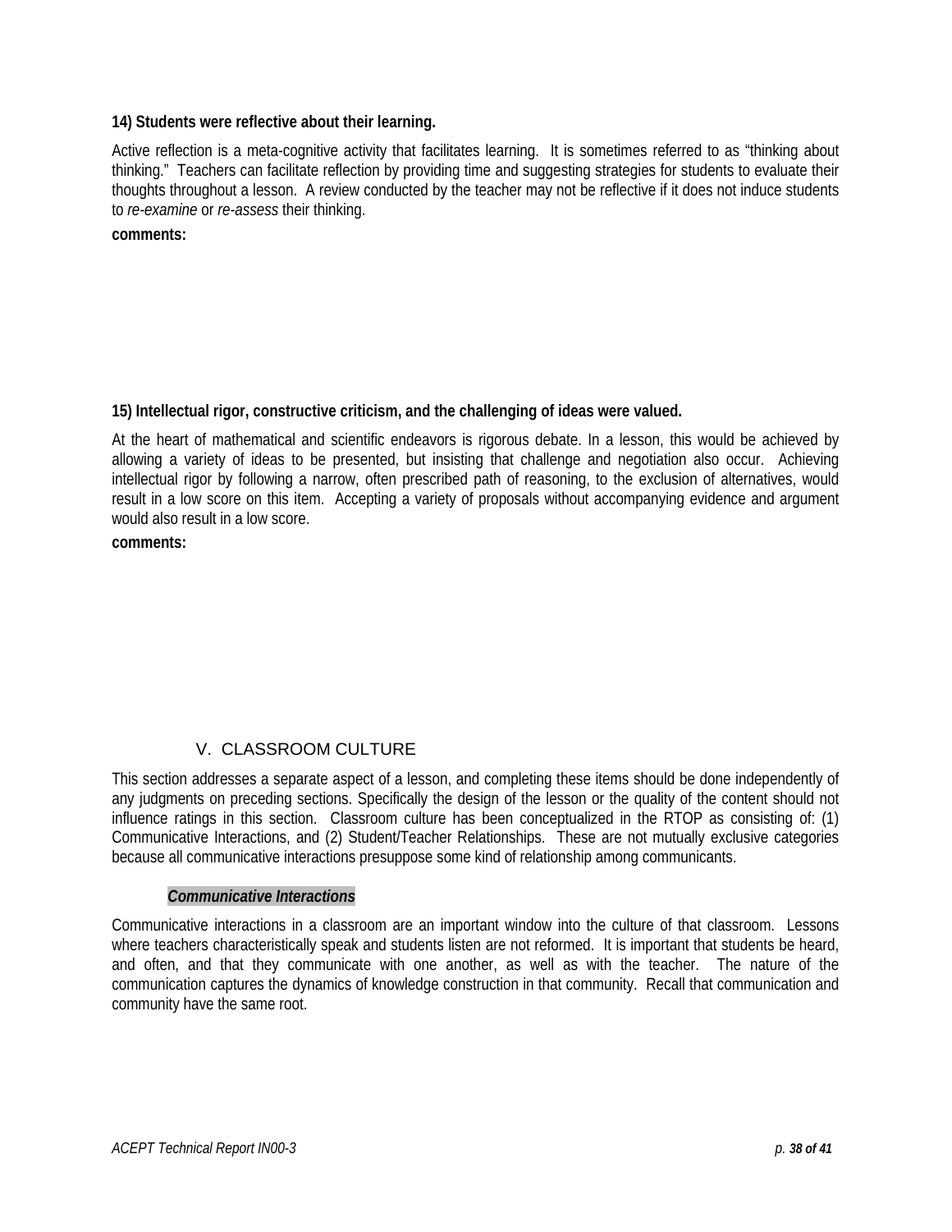**14) Students were reflective about their learning.**

Active reflection is a meta-cognitive activity that facilitates learning. It is sometimes referred to as "thinking about thinking." Teachers can facilitate reflection by providing time and suggesting strategies for students to evaluate their thoughts throughout a lesson. A review conducted by the teacher may not be reflective if it does not induce students to *re-examine* or *re-assess* their thinking.

**comments:**

**15) Intellectual rigor, constructive criticism, and the challenging of ideas were valued.**

At the heart of mathematical and scientific endeavors is rigorous debate. In a lesson, this would be achieved by allowing a variety of ideas to be presented, but insisting that challenge and negotiation also occur. Achieving intellectual rigor by following a narrow, often prescribed path of reasoning, to the exclusion of alternatives, would result in a low score on this item. Accepting a variety of proposals without accompanying evidence and argument would also result in a low score.

**comments:**

## V. CLASSROOM CULTURE

This section addresses a separate aspect of a lesson, and completing these items should be done independently of any judgments on preceding sections. Specifically the design of the lesson or the quality of the content should not influence ratings in this section. Classroom culture has been conceptualized in the RTOP as consisting of: (1) Communicative Interactions, and (2) Student/Teacher Relationships. These are not mutually exclusive categories because all communicative interactions presuppose some kind of relationship among communicants.

### *Communicative Interactions*

Communicative interactions in a classroom are an important window into the culture of that classroom. Lessons where teachers characteristically speak and students listen are not reformed. It is important that students be heard, and often, and that they communicate with one another, as well as with the teacher. The nature of the communication captures the dynamics of knowledge construction in that community. Recall that communication and community have the same root.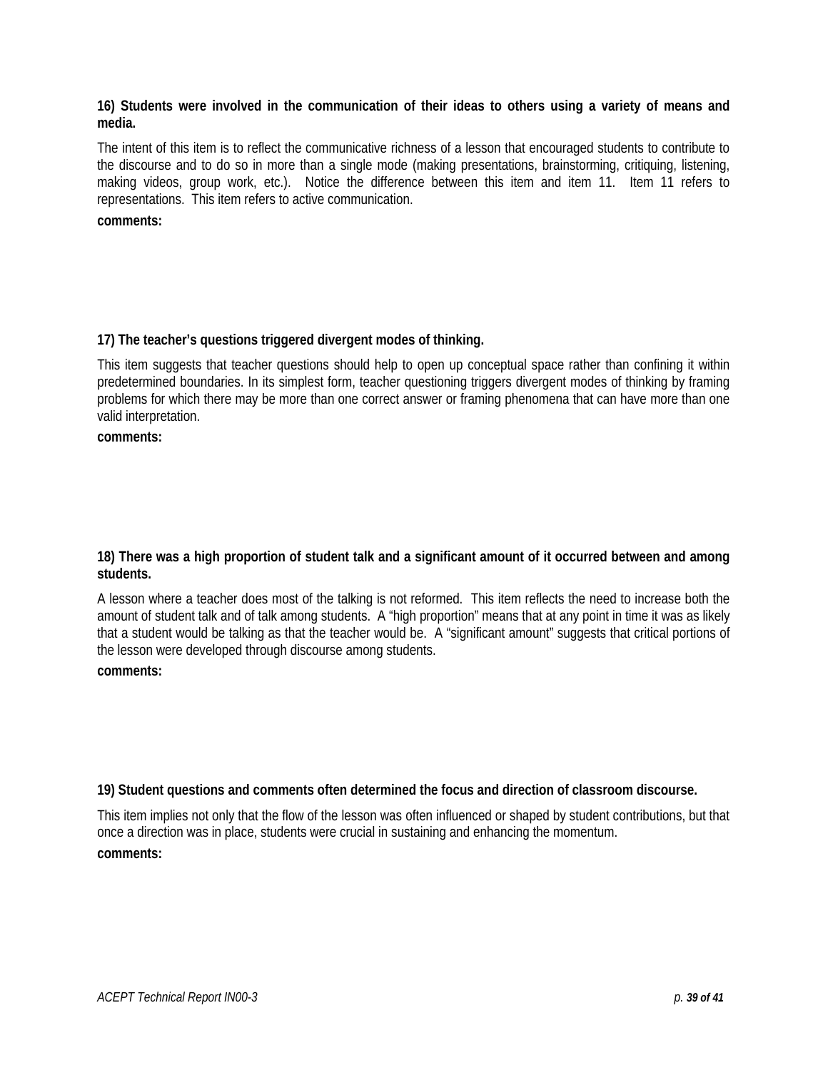**16) Students were involved in the communication of their ideas to others using a variety of means and media.**

The intent of this item is to reflect the communicative richness of a lesson that encouraged students to contribute to the discourse and to do so in more than a single mode (making presentations, brainstorming, critiquing, listening, making videos, group work, etc.). Notice the difference between this item and item 11. Item 11 refers to representations. This item refers to active communication.

**comments:**

**17) The teacher's questions triggered divergent modes of thinking.**

This item suggests that teacher questions should help to open up conceptual space rather than confining it within predetermined boundaries. In its simplest form, teacher questioning triggers divergent modes of thinking by framing problems for which there may be more than one correct answer or framing phenomena that can have more than one valid interpretation.

**comments:**

**18) There was a high proportion of student talk and a significant amount of it occurred between and among students.**

A lesson where a teacher does most of the talking is not reformed. This item reflects the need to increase both the amount of student talk and of talk among students. A "high proportion" means that at any point in time it was as likely that a student would be talking as that the teacher would be. A "significant amount" suggests that critical portions of the lesson were developed through discourse among students.

**comments:**

**19) Student questions and comments often determined the focus and direction of classroom discourse.**

This item implies not only that the flow of the lesson was often influenced or shaped by student contributions, but that once a direction was in place, students were crucial in sustaining and enhancing the momentum.

**comments:**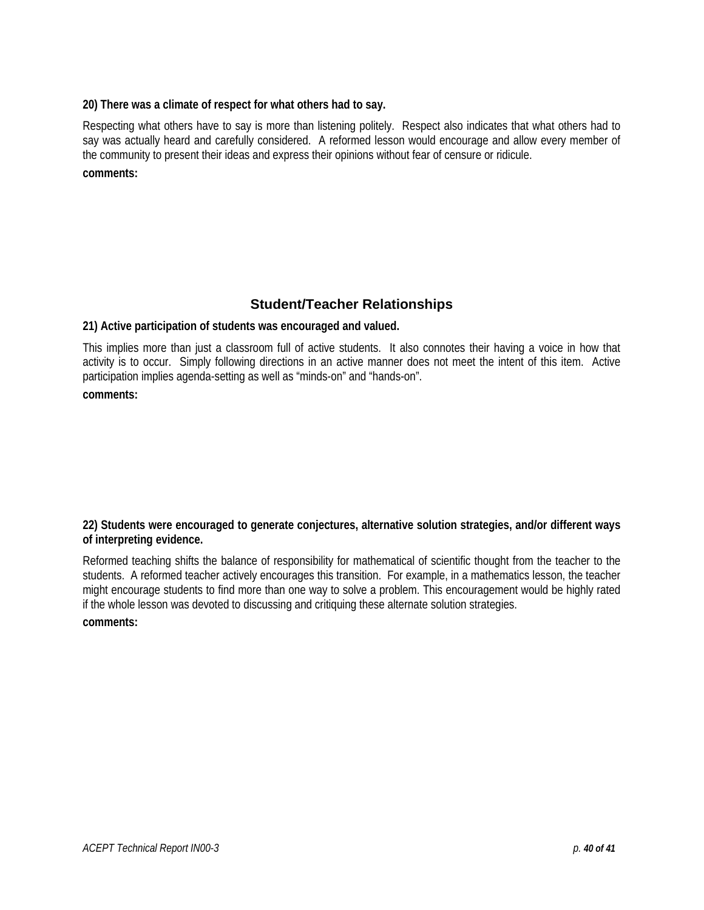**20) There was a climate of respect for what others had to say.**

Respecting what others have to say is more than listening politely. Respect also indicates that what others had to say was actually heard and carefully considered. A reformed lesson would encourage and allow every member of the community to present their ideas and express their opinions without fear of censure or ridicule.

**comments:**

## Student/Teacher Relationships

**21) Active participation of students was encouraged and valued.**

This implies more than just a classroom full of active students. It also connotes their having a voice in how that activity is to occur. Simply following directions in an active manner does not meet the intent of this item. Active participation implies agenda-setting as well as "minds-on" and "hands-on".

**comments:**

**22) Students were encouraged to generate conjectures, alternative solution strategies, and/or different ways of interpreting evidence.**

Reformed teaching shifts the balance of responsibility for mathematical of scientific thought from the teacher to the students. A reformed teacher actively encourages this transition. For example, in a mathematics lesson, the teacher might encourage students to find more than one way to solve a problem. This encouragement would be highly rated if the whole lesson was devoted to discussing and critiquing these alternate solution strategies.

**comments:**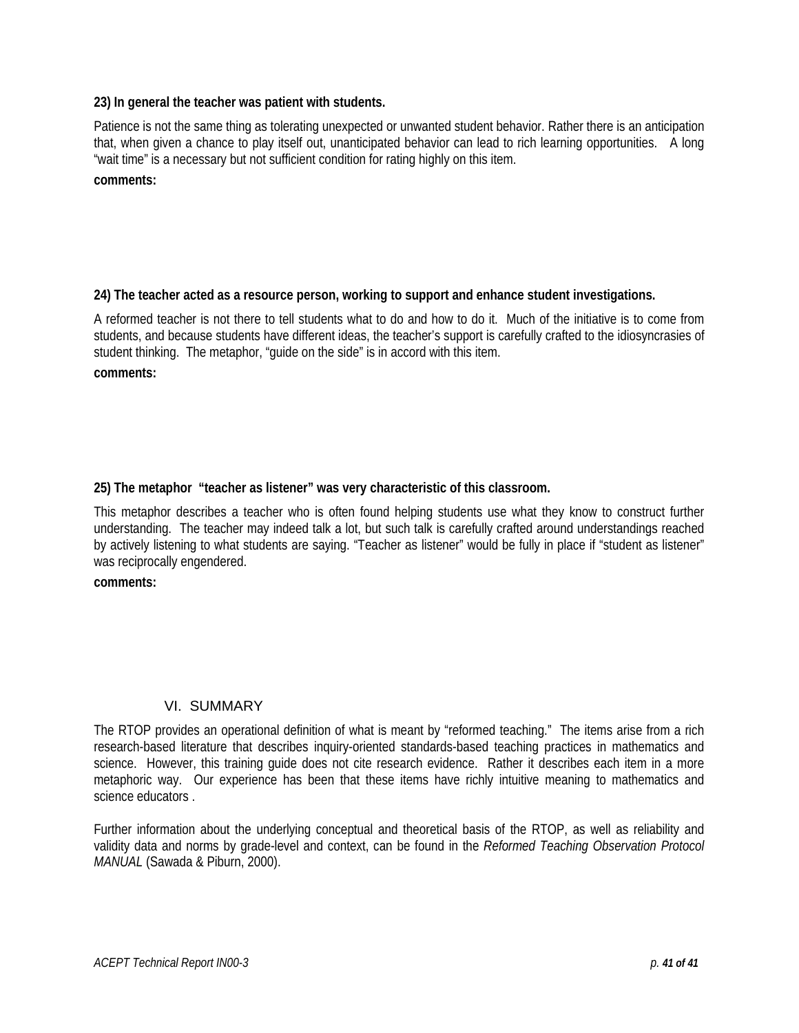**23) In general the teacher was patient with students.**

Patience is not the same thing as tolerating unexpected or unwanted student behavior. Rather there is an anticipation that, when given a chance to play itself out, unanticipated behavior can lead to rich learning opportunities. A long "wait time" is a necessary but not sufficient condition for rating highly on this item.

**comments:**

**24) The teacher acted as a resource person, working to support and enhance student investigations.**

A reformed teacher is not there to tell students what to do and how to do it. Much of the initiative is to come from students, and because students have different ideas, the teacher's support is carefully crafted to the idiosyncrasies of student thinking. The metaphor, "guide on the side" is in accord with this item.

**comments:**

**25) The metaphor "teacher as listener" was very characteristic of this classroom.**

This metaphor describes a teacher who is often found helping students use what they know to construct further understanding. The teacher may indeed talk a lot, but such talk is carefully crafted around understandings reached by actively listening to what students are saying. "Teacher as listener" would be fully in place if "student as listener" was reciprocally engendered.

**comments:**

## VI. SUMMARY

The RTOP provides an operational definition of what is meant by "reformed teaching." The items arise from a rich research-based literature that describes inquiry-oriented standards-based teaching practices in mathematics and science. However, this training guide does not cite research evidence. Rather it describes each item in a more metaphoric way. Our experience has been that these items have richly intuitive meaning to mathematics and science educators .

Further information about the underlying conceptual and theoretical basis of the RTOP, as well as reliability and validity data and norms by grade-level and context, can be found in the *Reformed Teaching Observation Protocol MANUAL* (Sawada & Piburn, 2000).